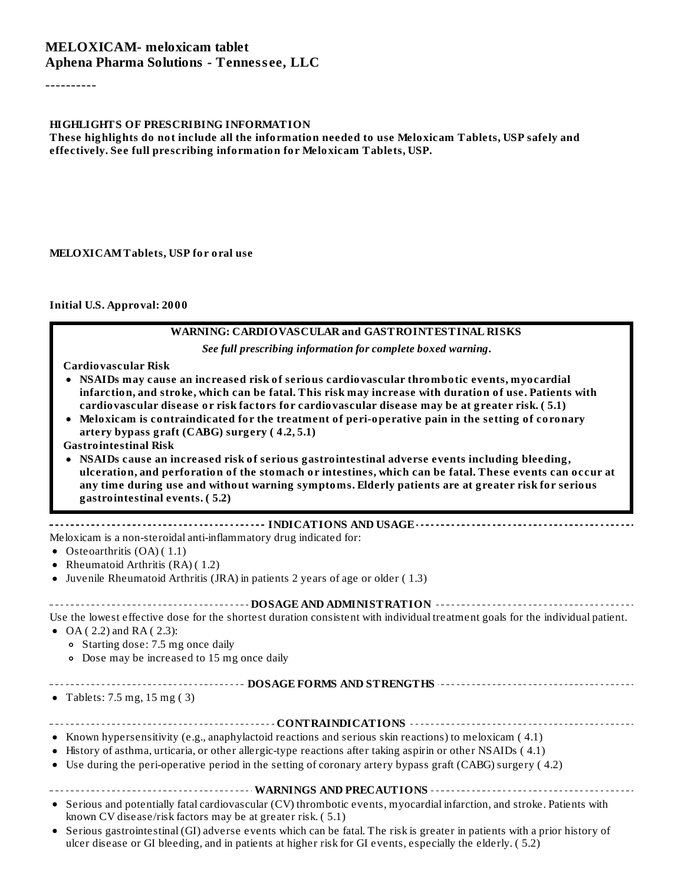# MELOXICAM- meloxicam tablet

**Aphena Pharma Solutions - Tennessee, LLC**

----------

**HIGHLIGHTS OF PRESCRIBING INFORMATION**

**These highlights do not include all the information needed to use Meloxicam Tablets, USP safely and effectively. See full prescribing information for Meloxicam Tablets, USP.**

**MELOXICAM Tablets, USP for oral use**

**Initial U.S. Approval: 2000**

---

**WARNING: CARDIOVASCULAR and GASTROINTESTINAL RISKS**

***See full prescribing information for complete boxed warning.***

**Cardiovascular Risk**

- **NSAIDs may cause an increased risk of serious cardiovascular thrombotic events, myocardial infarction, and stroke, which can be fatal. This risk may increase with duration of use. Patients with cardiovascular disease or risk factors for cardiovascular disease may be at greater risk. ( 5.1)**
- **Meloxicam is contraindicated for the treatment of peri-operative pain in the setting of coronary artery bypass graft (CABG) surgery ( 4.2, 5.1)**

**Gastrointestinal Risk**

- **NSAIDs cause an increased risk of serious gastrointestinal adverse events including bleeding, ulceration, and perforation of the stomach or intestines, which can be fatal. These events can occur at any time during use and without warning symptoms. Elderly patients are at greater risk for serious gastrointestinal events. ( 5.2)**

---

**INDICATIONS AND USAGE**

Meloxicam is a non-steroidal anti-inflammatory drug indicated for:

- Osteoarthritis (OA) ( 1.1)
- Rheumatoid Arthritis (RA) ( 1.2)
- Juvenile Rheumatoid Arthritis (JRA) in patients 2 years of age or older ( 1.3)

**DOSAGE AND ADMINISTRATION**

Use the lowest effective dose for the shortest duration consistent with individual treatment goals for the individual patient.

- OA ( 2.2) and RA ( 2.3):
  - Starting dose: 7.5 mg once daily
  - Dose may be increased to 15 mg once daily

**DOSAGE FORMS AND STRENGTHS**

- Tablets: 7.5 mg, 15 mg ( 3)

**CONTRAINDICATIONS**

- Known hypersensitivity (e.g., anaphylactoid reactions and serious skin reactions) to meloxicam ( 4.1)
- History of asthma, urticaria, or other allergic-type reactions after taking aspirin or other NSAIDs ( 4.1)
- Use during the peri-operative period in the setting of coronary artery bypass graft (CABG) surgery ( 4.2)

**WARNINGS AND PRECAUTIONS**

- Serious and potentially fatal cardiovascular (CV) thrombotic events, myocardial infarction, and stroke. Patients with known CV disease/risk factors may be at greater risk. ( 5.1)
- Serious gastrointestinal (GI) adverse events which can be fatal. The risk is greater in patients with a prior history of ulcer disease or GI bleeding, and in patients at higher risk for GI events, especially the elderly. ( 5.2)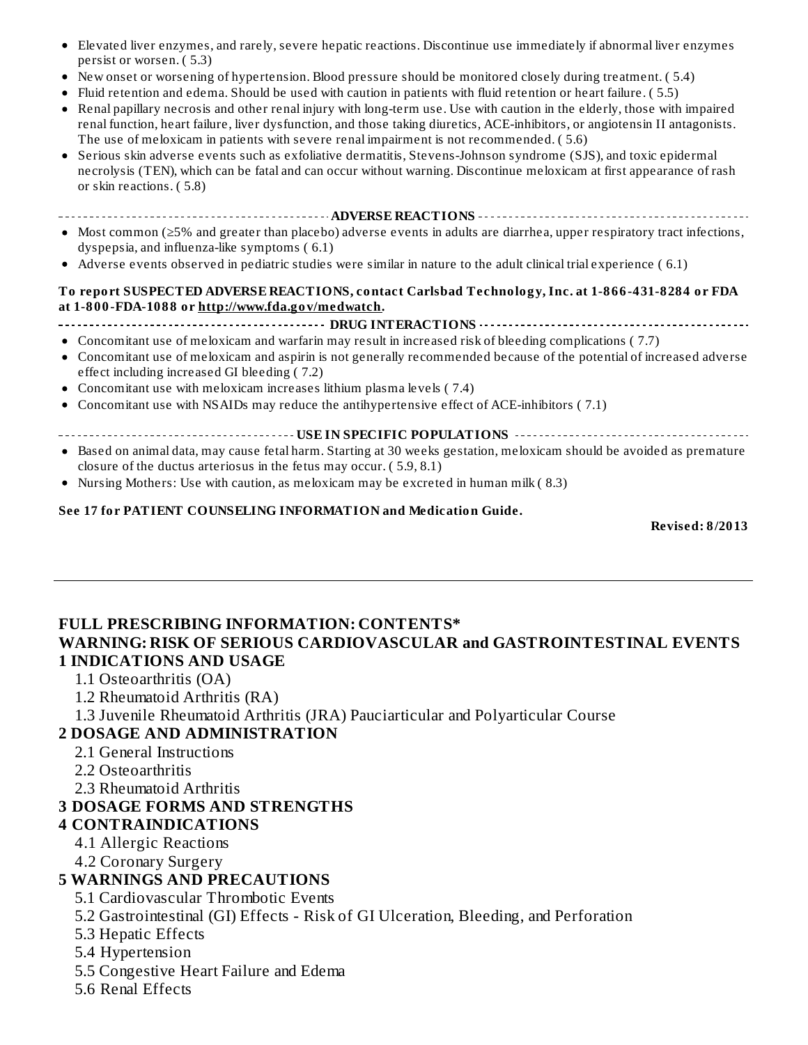- Elevated liver enzymes, and rarely, severe hepatic reactions. Discontinue use immediately if abnormal liver enzymes persist or worsen. ( 5.3)
- New onset or worsening of hypertension. Blood pressure should be monitored closely during treatment. ( 5.4)
- Fluid retention and edema. Should be used with caution in patients with fluid retention or heart failure. ( 5.5)
- Renal papillary necrosis and other renal injury with long-term use. Use with caution in the elderly, those with impaired renal function, heart failure, liver dysfunction, and those taking diuretics, ACE-inhibitors, or angiotensin II antagonists. The use of meloxicam in patients with severe renal impairment is not recommended. ( 5.6)
- Serious skin adverse events such as exfoliative dermatitis, Stevens-Johnson syndrome (SJS), and toxic epidermal necrolysis (TEN), which can be fatal and can occur without warning. Discontinue meloxicam at first appearance of rash or skin reactions. ( 5.8)

**ADVERSE REACTIONS**

- Most common (≥5% and greater than placebo) adverse events in adults are diarrhea, upper respiratory tract infections, dyspepsia, and influenza-like symptoms ( 6.1)
- Adverse events observed in pediatric studies were similar in nature to the adult clinical trial experience ( 6.1)

**To report SUSPECTED ADVERSE REACTIONS, contact Carlsbad Technology, Inc. at 1-866-431-8284 or FDA at 1-800-FDA-1088 or http://www.fda.gov/medwatch.**

**DRUG INTERACTIONS**

- Concomitant use of meloxicam and warfarin may result in increased risk of bleeding complications ( 7.7)
- Concomitant use of meloxicam and aspirin is not generally recommended because of the potential of increased adverse effect including increased GI bleeding ( 7.2)
- Concomitant use with meloxicam increases lithium plasma levels ( 7.4)
- Concomitant use with NSAIDs may reduce the antihypertensive effect of ACE-inhibitors ( 7.1)

**USE IN SPECIFIC POPULATIONS**

- Based on animal data, may cause fetal harm. Starting at 30 weeks gestation, meloxicam should be avoided as premature closure of the ductus arteriosus in the fetus may occur. ( 5.9, 8.1)
- Nursing Mothers: Use with caution, as meloxicam may be excreted in human milk ( 8.3)

**See 17 for PATIENT COUNSELING INFORMATION and Medication Guide.**

**Revised: 8/2013**

---

## FULL PRESCRIBING INFORMATION: CONTENTS*

**WARNING: RISK OF SERIOUS CARDIOVASCULAR and GASTROINTESTINAL EVENTS**

**1 INDICATIONS AND USAGE**

- 1.1 Osteoarthritis (OA)
- 1.2 Rheumatoid Arthritis (RA)
- 1.3 Juvenile Rheumatoid Arthritis (JRA) Pauciarticular and Polyarticular Course

**2 DOSAGE AND ADMINISTRATION**

- 2.1 General Instructions
- 2.2 Osteoarthritis
- 2.3 Rheumatoid Arthritis

**3 DOSAGE FORMS AND STRENGTHS**

**4 CONTRAINDICATIONS**

- 4.1 Allergic Reactions
- 4.2 Coronary Surgery

**5 WARNINGS AND PRECAUTIONS**

- 5.1 Cardiovascular Thrombotic Events
- 5.2 Gastrointestinal (GI) Effects - Risk of GI Ulceration, Bleeding, and Perforation
- 5.3 Hepatic Effects
- 5.4 Hypertension
- 5.5 Congestive Heart Failure and Edema
- 5.6 Renal Effects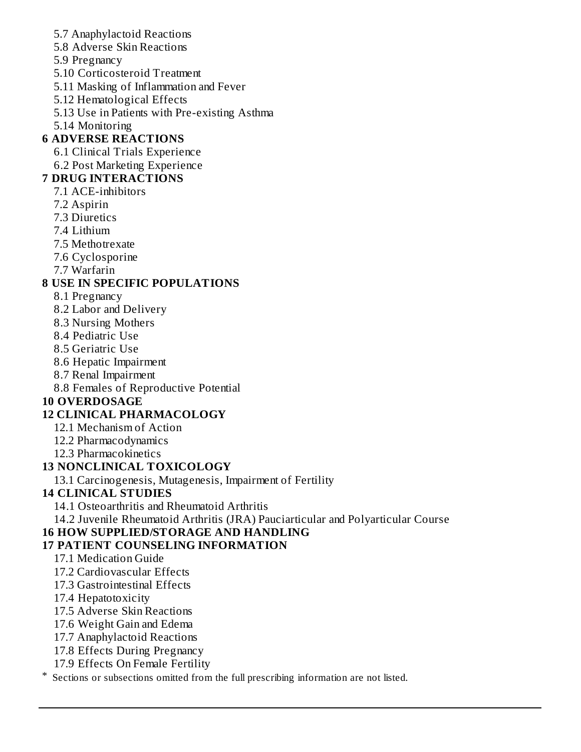5.7 Anaphylactoid Reactions
5.8 Adverse Skin Reactions
5.9 Pregnancy
5.10 Corticosteroid Treatment
5.11 Masking of Inflammation and Fever
5.12 Hematological Effects
5.13 Use in Patients with Pre-existing Asthma
5.14 Monitoring

**6 ADVERSE REACTIONS**

6.1 Clinical Trials Experience
6.2 Post Marketing Experience

**7 DRUG INTERACTIONS**

7.1 ACE-inhibitors
7.2 Aspirin
7.3 Diuretics
7.4 Lithium
7.5 Methotrexate
7.6 Cyclosporine
7.7 Warfarin

**8 USE IN SPECIFIC POPULATIONS**

8.1 Pregnancy
8.2 Labor and Delivery
8.3 Nursing Mothers
8.4 Pediatric Use
8.5 Geriatric Use
8.6 Hepatic Impairment
8.7 Renal Impairment
8.8 Females of Reproductive Potential

**10 OVERDOSAGE**

**12 CLINICAL PHARMACOLOGY**

12.1 Mechanism of Action
12.2 Pharmacodynamics
12.3 Pharmacokinetics

**13 NONCLINICAL TOXICOLOGY**

13.1 Carcinogenesis, Mutagenesis, Impairment of Fertility

**14 CLINICAL STUDIES**

14.1 Osteoarthritis and Rheumatoid Arthritis
14.2 Juvenile Rheumatoid Arthritis (JRA) Pauciarticular and Polyarticular Course

**16 HOW SUPPLIED/STORAGE AND HANDLING**

**17 PATIENT COUNSELING INFORMATION**

17.1 Medication Guide
17.2 Cardiovascular Effects
17.3 Gastrointestinal Effects
17.4 Hepatotoxicity
17.5 Adverse Skin Reactions
17.6 Weight Gain and Edema
17.7 Anaphylactoid Reactions
17.8 Effects During Pregnancy
17.9 Effects On Female Fertility

\* Sections or subsections omitted from the full prescribing information are not listed.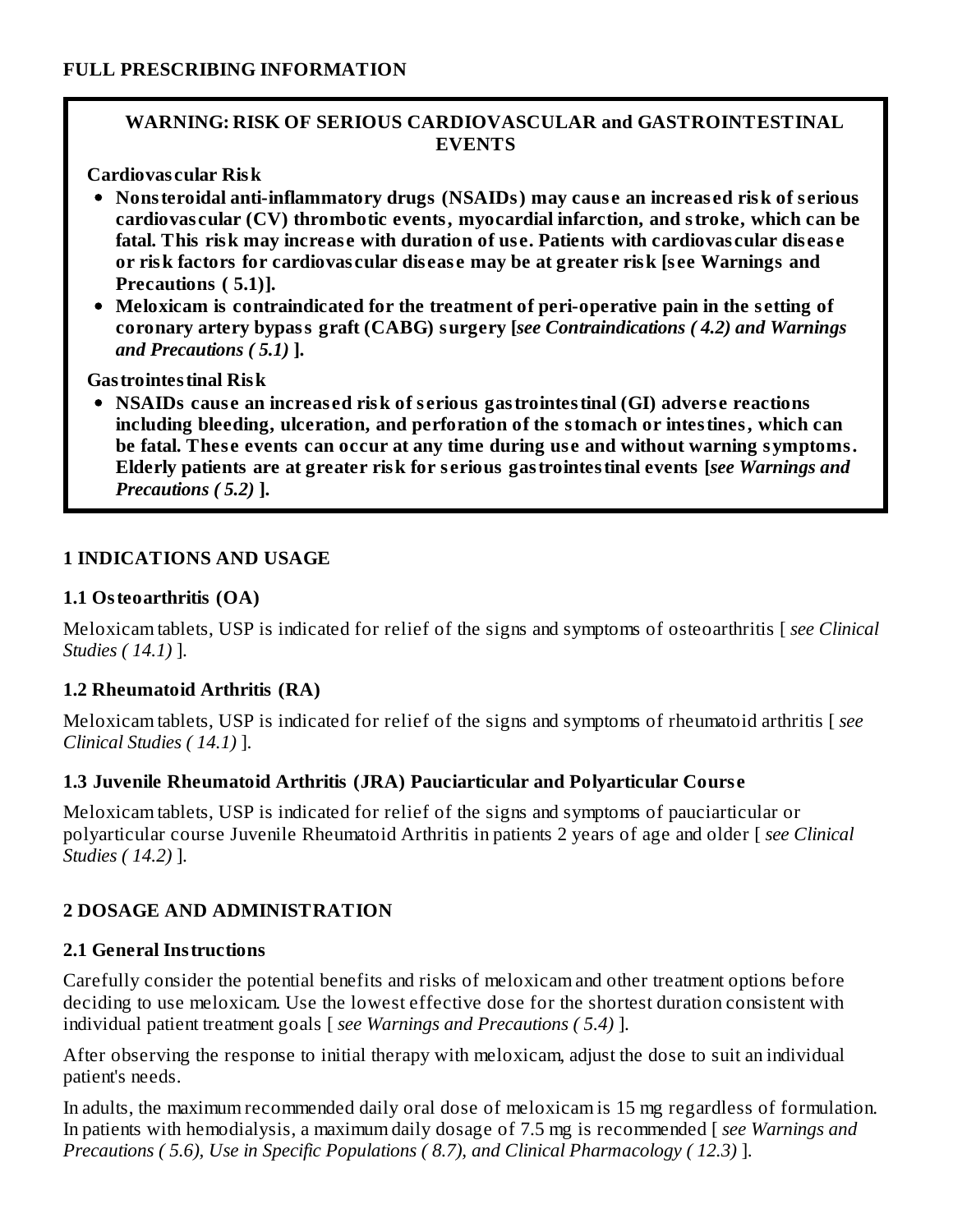# FULL PRESCRIBING INFORMATION

> **WARNING: RISK OF SERIOUS CARDIOVASCULAR and GASTROINTESTINAL EVENTS**
>
> **Cardiovascular Risk**
>
> - **Nonsteroidal anti-inflammatory drugs (NSAIDs) may cause an increased risk of serious cardiovascular (CV) thrombotic events, myocardial infarction, and stroke, which can be fatal. This risk may increase with duration of use. Patients with cardiovascular disease or risk factors for cardiovascular disease may be at greater risk [see Warnings and Precautions ( 5.1)].**
> - **Meloxicam is contraindicated for the treatment of peri-operative pain in the setting of coronary artery bypass graft (CABG) surgery [*see Contraindications ( 4.2) and Warnings and Precautions ( 5.1)* ].**
>
> **Gastrointestinal Risk**
>
> - **NSAIDs cause an increased risk of serious gastrointestinal (GI) adverse reactions including bleeding, ulceration, and perforation of the stomach or intestines, which can be fatal. These events can occur at any time during use and without warning symptoms. Elderly patients are at greater risk for serious gastrointestinal events [*see Warnings and Precautions ( 5.2)* ].**

## 1 INDICATIONS AND USAGE

### 1.1 Osteoarthritis (OA)

Meloxicam tablets, USP is indicated for relief of the signs and symptoms of osteoarthritis [ *see Clinical Studies ( 14.1)* ].

### 1.2 Rheumatoid Arthritis (RA)

Meloxicam tablets, USP is indicated for relief of the signs and symptoms of rheumatoid arthritis [ *see Clinical Studies ( 14.1)* ].

### 1.3 Juvenile Rheumatoid Arthritis (JRA) Pauciarticular and Polyarticular Course

Meloxicam tablets, USP is indicated for relief of the signs and symptoms of pauciarticular or polyarticular course Juvenile Rheumatoid Arthritis in patients 2 years of age and older [ *see Clinical Studies ( 14.2)* ].

## 2 DOSAGE AND ADMINISTRATION

### 2.1 General Instructions

Carefully consider the potential benefits and risks of meloxicam and other treatment options before deciding to use meloxicam. Use the lowest effective dose for the shortest duration consistent with individual patient treatment goals [ *see Warnings and Precautions ( 5.4)* ].

After observing the response to initial therapy with meloxicam, adjust the dose to suit an individual patient's needs.

In adults, the maximum recommended daily oral dose of meloxicam is 15 mg regardless of formulation. In patients with hemodialysis, a maximum daily dosage of 7.5 mg is recommended [ *see Warnings and Precautions ( 5.6), Use in Specific Populations ( 8.7), and Clinical Pharmacology ( 12.3)* ].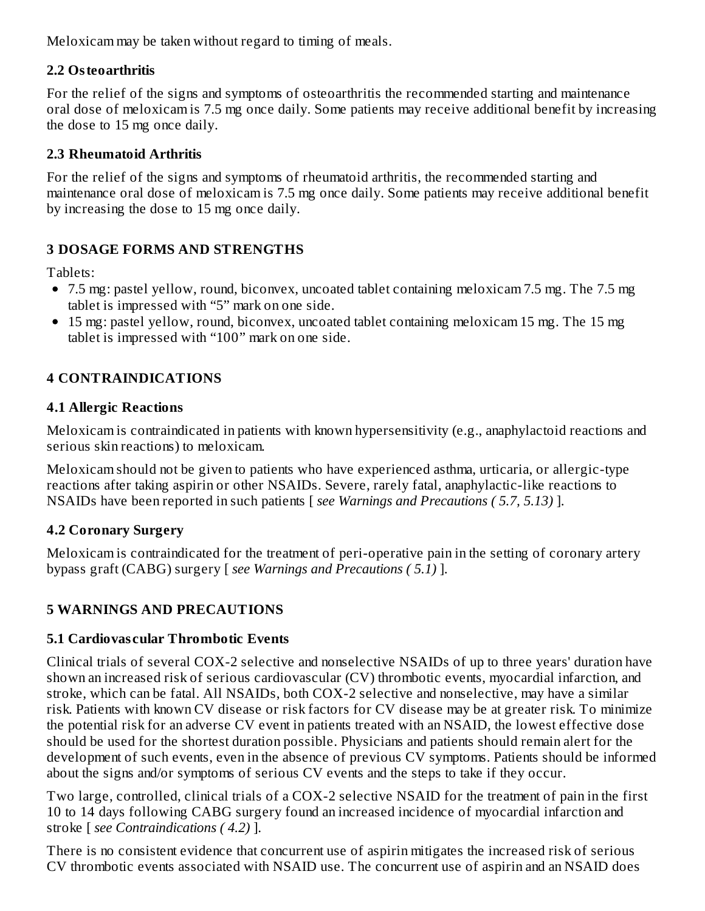Meloxicam may be taken without regard to timing of meals.

### 2.2 Osteoarthritis

For the relief of the signs and symptoms of osteoarthritis the recommended starting and maintenance oral dose of meloxicam is 7.5 mg once daily. Some patients may receive additional benefit by increasing the dose to 15 mg once daily.

### 2.3 Rheumatoid Arthritis

For the relief of the signs and symptoms of rheumatoid arthritis, the recommended starting and maintenance oral dose of meloxicam is 7.5 mg once daily. Some patients may receive additional benefit by increasing the dose to 15 mg once daily.

## 3 DOSAGE FORMS AND STRENGTHS

Tablets:

- 7.5 mg: pastel yellow, round, biconvex, uncoated tablet containing meloxicam 7.5 mg. The 7.5 mg tablet is impressed with “5” mark on one side.
- 15 mg: pastel yellow, round, biconvex, uncoated tablet containing meloxicam 15 mg. The 15 mg tablet is impressed with “100” mark on one side.

## 4 CONTRAINDICATIONS

### 4.1 Allergic Reactions

Meloxicam is contraindicated in patients with known hypersensitivity (e.g., anaphylactoid reactions and serious skin reactions) to meloxicam.

Meloxicam should not be given to patients who have experienced asthma, urticaria, or allergic-type reactions after taking aspirin or other NSAIDs. Severe, rarely fatal, anaphylactic-like reactions to NSAIDs have been reported in such patients [ *see Warnings and Precautions ( 5.7, 5.13)* ].

### 4.2 Coronary Surgery

Meloxicam is contraindicated for the treatment of peri-operative pain in the setting of coronary artery bypass graft (CABG) surgery [ *see Warnings and Precautions ( 5.1)* ].

## 5 WARNINGS AND PRECAUTIONS

### 5.1 Cardiovascular Thrombotic Events

Clinical trials of several COX-2 selective and nonselective NSAIDs of up to three years' duration have shown an increased risk of serious cardiovascular (CV) thrombotic events, myocardial infarction, and stroke, which can be fatal. All NSAIDs, both COX-2 selective and nonselective, may have a similar risk. Patients with known CV disease or risk factors for CV disease may be at greater risk. To minimize the potential risk for an adverse CV event in patients treated with an NSAID, the lowest effective dose should be used for the shortest duration possible. Physicians and patients should remain alert for the development of such events, even in the absence of previous CV symptoms. Patients should be informed about the signs and/or symptoms of serious CV events and the steps to take if they occur.

Two large, controlled, clinical trials of a COX-2 selective NSAID for the treatment of pain in the first 10 to 14 days following CABG surgery found an increased incidence of myocardial infarction and stroke [ *see Contraindications ( 4.2)* ].

There is no consistent evidence that concurrent use of aspirin mitigates the increased risk of serious CV thrombotic events associated with NSAID use. The concurrent use of aspirin and an NSAID does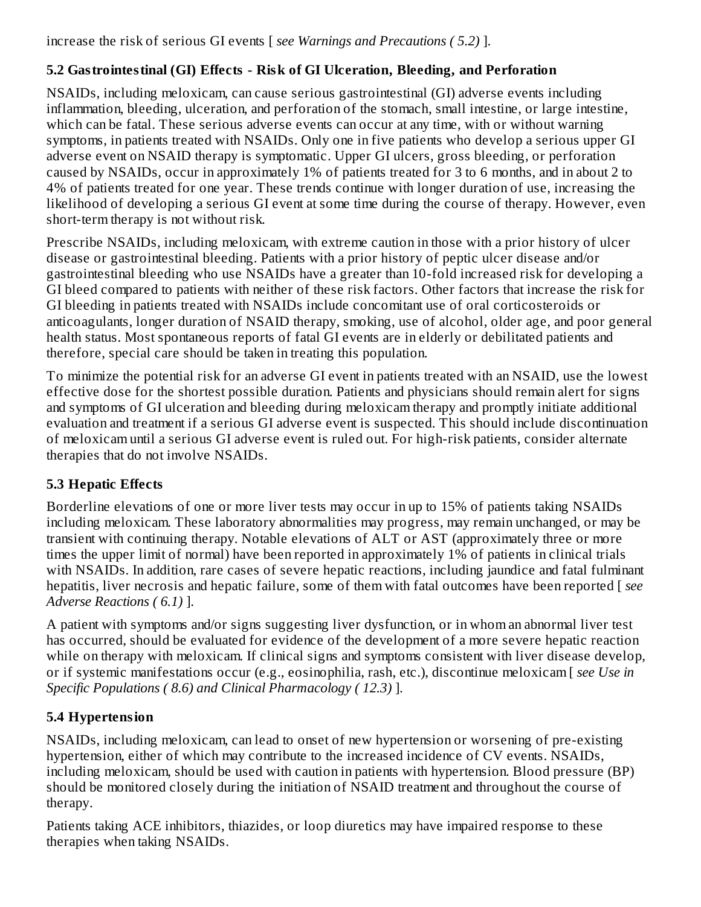increase the risk of serious GI events [ *see Warnings and Precautions ( 5.2)* ].

### 5.2 Gastrointestinal (GI) Effects - Risk of GI Ulceration, Bleeding, and Perforation

NSAIDs, including meloxicam, can cause serious gastrointestinal (GI) adverse events including inflammation, bleeding, ulceration, and perforation of the stomach, small intestine, or large intestine, which can be fatal. These serious adverse events can occur at any time, with or without warning symptoms, in patients treated with NSAIDs. Only one in five patients who develop a serious upper GI adverse event on NSAID therapy is symptomatic. Upper GI ulcers, gross bleeding, or perforation caused by NSAIDs, occur in approximately 1% of patients treated for 3 to 6 months, and in about 2 to 4% of patients treated for one year. These trends continue with longer duration of use, increasing the likelihood of developing a serious GI event at some time during the course of therapy. However, even short-term therapy is not without risk.

Prescribe NSAIDs, including meloxicam, with extreme caution in those with a prior history of ulcer disease or gastrointestinal bleeding. Patients with a prior history of peptic ulcer disease and/or gastrointestinal bleeding who use NSAIDs have a greater than 10-fold increased risk for developing a GI bleed compared to patients with neither of these risk factors. Other factors that increase the risk for GI bleeding in patients treated with NSAIDs include concomitant use of oral corticosteroids or anticoagulants, longer duration of NSAID therapy, smoking, use of alcohol, older age, and poor general health status. Most spontaneous reports of fatal GI events are in elderly or debilitated patients and therefore, special care should be taken in treating this population.

To minimize the potential risk for an adverse GI event in patients treated with an NSAID, use the lowest effective dose for the shortest possible duration. Patients and physicians should remain alert for signs and symptoms of GI ulceration and bleeding during meloxicam therapy and promptly initiate additional evaluation and treatment if a serious GI adverse event is suspected. This should include discontinuation of meloxicam until a serious GI adverse event is ruled out. For high-risk patients, consider alternate therapies that do not involve NSAIDs.

### 5.3 Hepatic Effects

Borderline elevations of one or more liver tests may occur in up to 15% of patients taking NSAIDs including meloxicam. These laboratory abnormalities may progress, may remain unchanged, or may be transient with continuing therapy. Notable elevations of ALT or AST (approximately three or more times the upper limit of normal) have been reported in approximately 1% of patients in clinical trials with NSAIDs. In addition, rare cases of severe hepatic reactions, including jaundice and fatal fulminant hepatitis, liver necrosis and hepatic failure, some of them with fatal outcomes have been reported [ *see Adverse Reactions ( 6.1)* ].

A patient with symptoms and/or signs suggesting liver dysfunction, or in whom an abnormal liver test has occurred, should be evaluated for evidence of the development of a more severe hepatic reaction while on therapy with meloxicam. If clinical signs and symptoms consistent with liver disease develop, or if systemic manifestations occur (e.g., eosinophilia, rash, etc.), discontinue meloxicam [ *see Use in Specific Populations ( 8.6) and Clinical Pharmacology ( 12.3)* ].

### 5.4 Hypertension

NSAIDs, including meloxicam, can lead to onset of new hypertension or worsening of pre-existing hypertension, either of which may contribute to the increased incidence of CV events. NSAIDs, including meloxicam, should be used with caution in patients with hypertension. Blood pressure (BP) should be monitored closely during the initiation of NSAID treatment and throughout the course of therapy.

Patients taking ACE inhibitors, thiazides, or loop diuretics may have impaired response to these therapies when taking NSAIDs.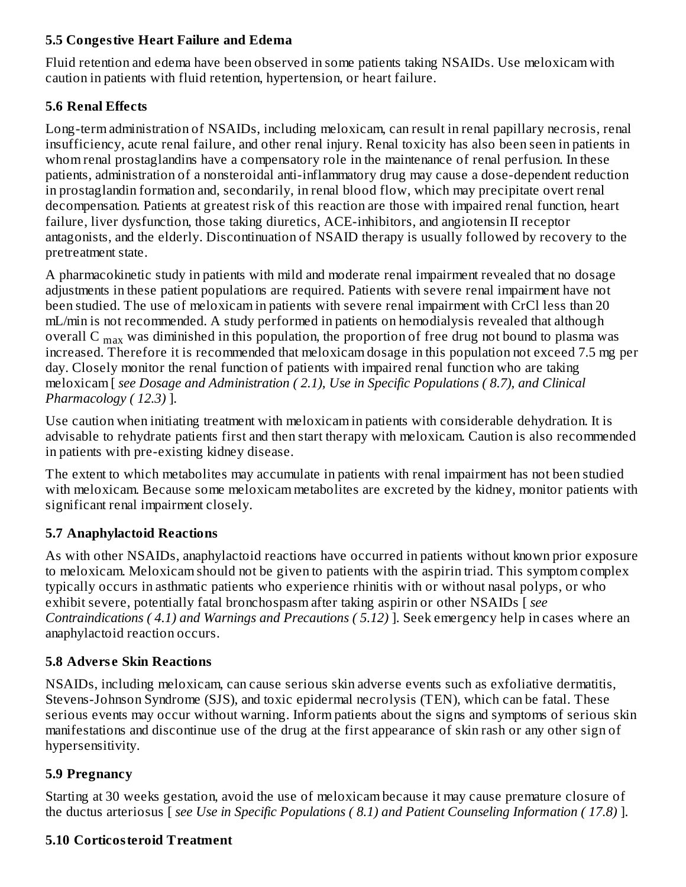### 5.5 Congestive Heart Failure and Edema

Fluid retention and edema have been observed in some patients taking NSAIDs. Use meloxicam with caution in patients with fluid retention, hypertension, or heart failure.

### 5.6 Renal Effects

Long-term administration of NSAIDs, including meloxicam, can result in renal papillary necrosis, renal insufficiency, acute renal failure, and other renal injury. Renal toxicity has also been seen in patients in whom renal prostaglandins have a compensatory role in the maintenance of renal perfusion. In these patients, administration of a nonsteroidal anti-inflammatory drug may cause a dose-dependent reduction in prostaglandin formation and, secondarily, in renal blood flow, which may precipitate overt renal decompensation. Patients at greatest risk of this reaction are those with impaired renal function, heart failure, liver dysfunction, those taking diuretics, ACE-inhibitors, and angiotensin II receptor antagonists, and the elderly. Discontinuation of NSAID therapy is usually followed by recovery to the pretreatment state.

A pharmacokinetic study in patients with mild and moderate renal impairment revealed that no dosage adjustments in these patient populations are required. Patients with severe renal impairment have not been studied. The use of meloxicam in patients with severe renal impairment with CrCl less than 20 mL/min is not recommended. A study performed in patients on hemodialysis revealed that although overall $C_{max}$ was diminished in this population, the proportion of free drug not bound to plasma was increased. Therefore it is recommended that meloxicam dosage in this population not exceed 7.5 mg per day. Closely monitor the renal function of patients with impaired renal function who are taking meloxicam [ *see Dosage and Administration ( 2.1), Use in Specific Populations ( 8.7), and Clinical Pharmacology ( 12.3)* ].

Use caution when initiating treatment with meloxicam in patients with considerable dehydration. It is advisable to rehydrate patients first and then start therapy with meloxicam. Caution is also recommended in patients with pre-existing kidney disease.

The extent to which metabolites may accumulate in patients with renal impairment has not been studied with meloxicam. Because some meloxicam metabolites are excreted by the kidney, monitor patients with significant renal impairment closely.

### 5.7 Anaphylactoid Reactions

As with other NSAIDs, anaphylactoid reactions have occurred in patients without known prior exposure to meloxicam. Meloxicam should not be given to patients with the aspirin triad. This symptom complex typically occurs in asthmatic patients who experience rhinitis with or without nasal polyps, or who exhibit severe, potentially fatal bronchospasm after taking aspirin or other NSAIDs [ *see Contraindications ( 4.1) and Warnings and Precautions ( 5.12)* ]. Seek emergency help in cases where an anaphylactoid reaction occurs.

### 5.8 Adverse Skin Reactions

NSAIDs, including meloxicam, can cause serious skin adverse events such as exfoliative dermatitis, Stevens-Johnson Syndrome (SJS), and toxic epidermal necrolysis (TEN), which can be fatal. These serious events may occur without warning. Inform patients about the signs and symptoms of serious skin manifestations and discontinue use of the drug at the first appearance of skin rash or any other sign of hypersensitivity.

### 5.9 Pregnancy

Starting at 30 weeks gestation, avoid the use of meloxicam because it may cause premature closure of the ductus arteriosus [ *see Use in Specific Populations ( 8.1) and Patient Counseling Information ( 17.8)* ].

### 5.10 Corticosteroid Treatment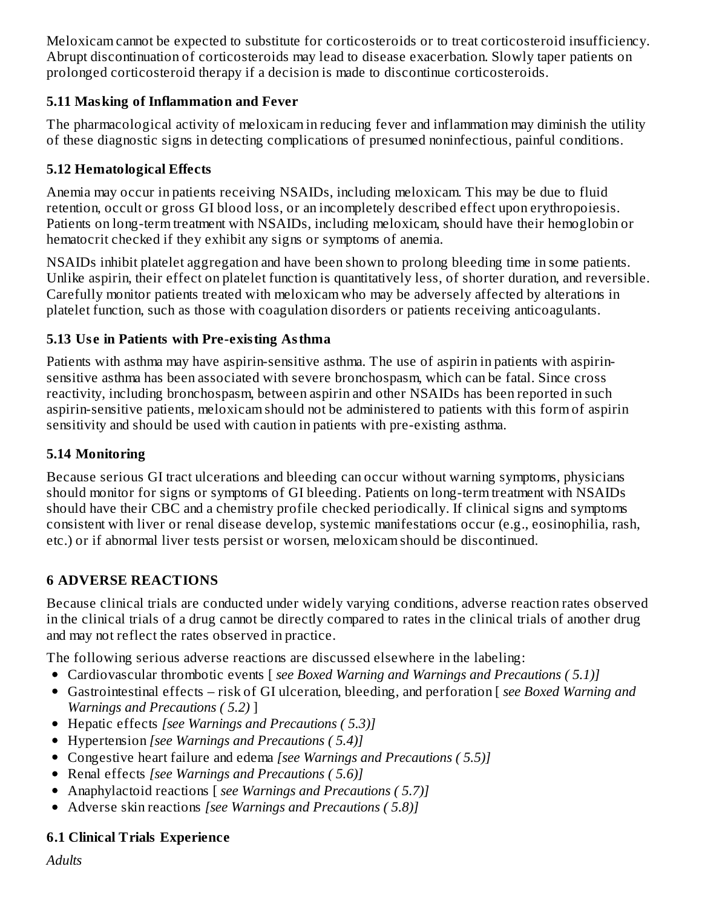Meloxicam cannot be expected to substitute for corticosteroids or to treat corticosteroid insufficiency. Abrupt discontinuation of corticosteroids may lead to disease exacerbation. Slowly taper patients on prolonged corticosteroid therapy if a decision is made to discontinue corticosteroids.

### 5.11 Masking of Inflammation and Fever

The pharmacological activity of meloxicam in reducing fever and inflammation may diminish the utility of these diagnostic signs in detecting complications of presumed noninfectious, painful conditions.

### 5.12 Hematological Effects

Anemia may occur in patients receiving NSAIDs, including meloxicam. This may be due to fluid retention, occult or gross GI blood loss, or an incompletely described effect upon erythropoiesis. Patients on long-term treatment with NSAIDs, including meloxicam, should have their hemoglobin or hematocrit checked if they exhibit any signs or symptoms of anemia.

NSAIDs inhibit platelet aggregation and have been shown to prolong bleeding time in some patients. Unlike aspirin, their effect on platelet function is quantitatively less, of shorter duration, and reversible. Carefully monitor patients treated with meloxicam who may be adversely affected by alterations in platelet function, such as those with coagulation disorders or patients receiving anticoagulants.

### 5.13 Use in Patients with Pre-existing Asthma

Patients with asthma may have aspirin-sensitive asthma. The use of aspirin in patients with aspirin-sensitive asthma has been associated with severe bronchospasm, which can be fatal. Since cross reactivity, including bronchospasm, between aspirin and other NSAIDs has been reported in such aspirin-sensitive patients, meloxicam should not be administered to patients with this form of aspirin sensitivity and should be used with caution in patients with pre-existing asthma.

### 5.14 Monitoring

Because serious GI tract ulcerations and bleeding can occur without warning symptoms, physicians should monitor for signs or symptoms of GI bleeding. Patients on long-term treatment with NSAIDs should have their CBC and a chemistry profile checked periodically. If clinical signs and symptoms consistent with liver or renal disease develop, systemic manifestations occur (e.g., eosinophilia, rash, etc.) or if abnormal liver tests persist or worsen, meloxicam should be discontinued.

## 6 ADVERSE REACTIONS

Because clinical trials are conducted under widely varying conditions, adverse reaction rates observed in the clinical trials of a drug cannot be directly compared to rates in the clinical trials of another drug and may not reflect the rates observed in practice.

The following serious adverse reactions are discussed elsewhere in the labeling:

- Cardiovascular thrombotic events [ *see Boxed Warning and Warnings and Precautions ( 5.1)]*
- Gastrointestinal effects – risk of GI ulceration, bleeding, and perforation [ *see Boxed Warning and Warnings and Precautions ( 5.2)* ]
- Hepatic effects *[see Warnings and Precautions ( 5.3)]*
- Hypertension *[see Warnings and Precautions ( 5.4)]*
- Congestive heart failure and edema *[see Warnings and Precautions ( 5.5)]*
- Renal effects *[see Warnings and Precautions ( 5.6)]*
- Anaphylactoid reactions [ *see Warnings and Precautions ( 5.7)]*
- Adverse skin reactions *[see Warnings and Precautions ( 5.8)]*

### 6.1 Clinical Trials Experience

*Adults*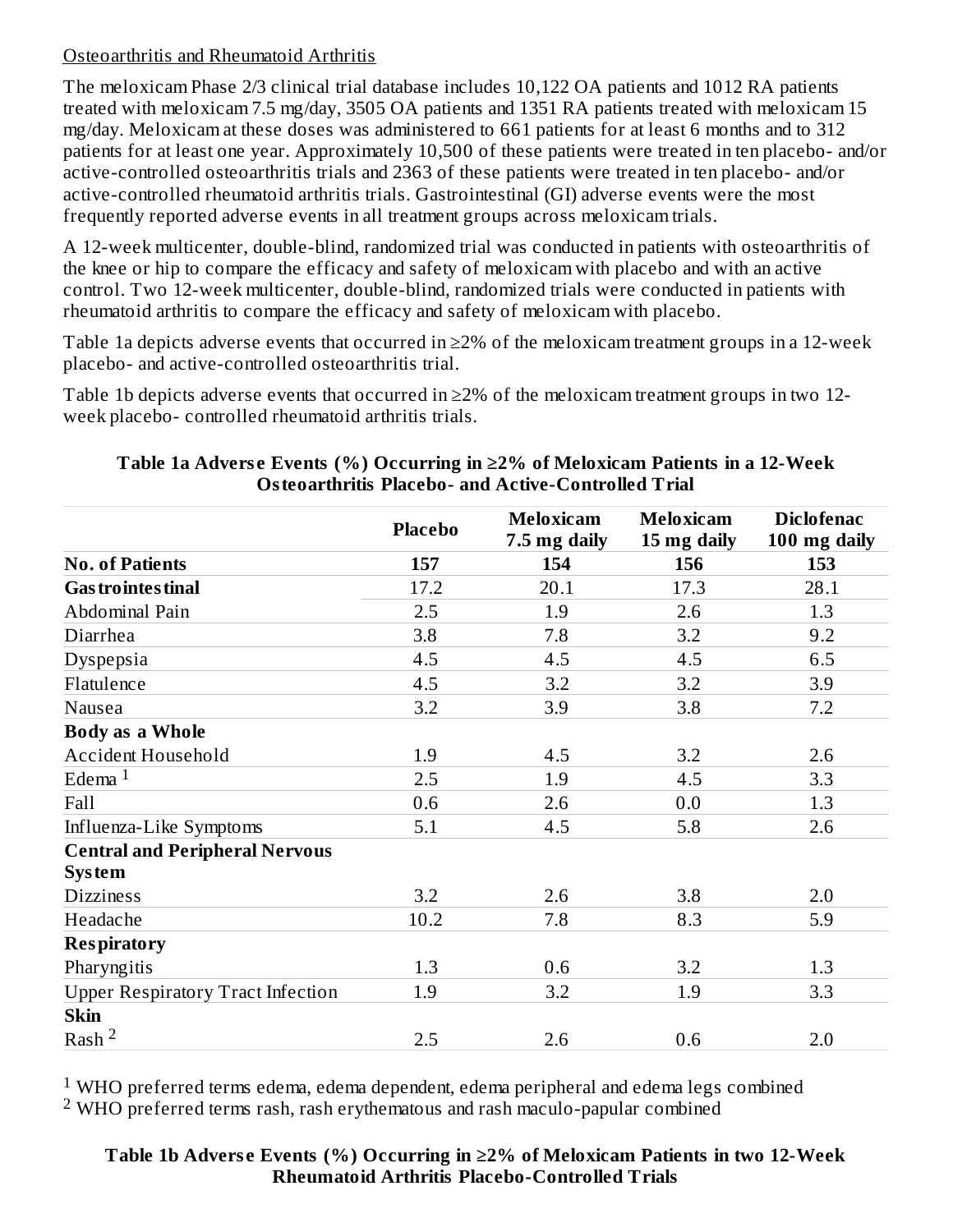Osteoarthritis and Rheumatoid Arthritis

The meloxicam Phase 2/3 clinical trial database includes 10,122 OA patients and 1012 RA patients treated with meloxicam 7.5 mg/day, 3505 OA patients and 1351 RA patients treated with meloxicam 15 mg/day. Meloxicam at these doses was administered to 661 patients for at least 6 months and to 312 patients for at least one year. Approximately 10,500 of these patients were treated in ten placebo- and/or active-controlled osteoarthritis trials and 2363 of these patients were treated in ten placebo- and/or active-controlled rheumatoid arthritis trials. Gastrointestinal (GI) adverse events were the most frequently reported adverse events in all treatment groups across meloxicam trials.

A 12-week multicenter, double-blind, randomized trial was conducted in patients with osteoarthritis of the knee or hip to compare the efficacy and safety of meloxicam with placebo and with an active control. Two 12-week multicenter, double-blind, randomized trials were conducted in patients with rheumatoid arthritis to compare the efficacy and safety of meloxicam with placebo.

Table 1a depicts adverse events that occurred in ≥2% of the meloxicam treatment groups in a 12-week placebo- and active-controlled osteoarthritis trial.

Table 1b depicts adverse events that occurred in ≥2% of the meloxicam treatment groups in two 12-week placebo- controlled rheumatoid arthritis trials.

**Table 1a Adverse Events (%) Occurring in ≥2% of Meloxicam Patients in a 12-Week Osteoarthritis Placebo- and Active-Controlled Trial**

| | Placebo | Meloxicam 7.5 mg daily | Meloxicam 15 mg daily | Diclofenac 100 mg daily |
|---|---|---|---|---|
| **No. of Patients** | **157** | **154** | **156** | **153** |
| **Gastrointestinal** | 17.2 | 20.1 | 17.3 | 28.1 |
| Abdominal Pain | 2.5 | 1.9 | 2.6 | 1.3 |
| Diarrhea | 3.8 | 7.8 | 3.2 | 9.2 |
| Dyspepsia | 4.5 | 4.5 | 4.5 | 6.5 |
| Flatulence | 4.5 | 3.2 | 3.2 | 3.9 |
| Nausea | 3.2 | 3.9 | 3.8 | 7.2 |
| **Body as a Whole** | | | | |
| Accident Household | 1.9 | 4.5 | 3.2 | 2.6 |
| Edema [1] | 2.5 | 1.9 | 4.5 | 3.3 |
| Fall | 0.6 | 2.6 | 0.0 | 1.3 |
| Influenza-Like Symptoms | 5.1 | 4.5 | 5.8 | 2.6 |
| **Central and Peripheral Nervous System** | | | | |
| Dizziness | 3.2 | 2.6 | 3.8 | 2.0 |
| Headache | 10.2 | 7.8 | 8.3 | 5.9 |
| **Respiratory** | | | | |
| Pharyngitis | 1.3 | 0.6 | 3.2 | 1.3 |
| Upper Respiratory Tract Infection | 1.9 | 3.2 | 1.9 | 3.3 |
| **Skin** | | | | |
| Rash [2] | 2.5 | 2.6 | 0.6 | 2.0 |

[1] WHO preferred terms edema, edema dependent, edema peripheral and edema legs combined

[2] WHO preferred terms rash, rash erythematous and rash maculo-papular combined

**Table 1b Adverse Events (%) Occurring in ≥2% of Meloxicam Patients in two 12-Week Rheumatoid Arthritis Placebo-Controlled Trials**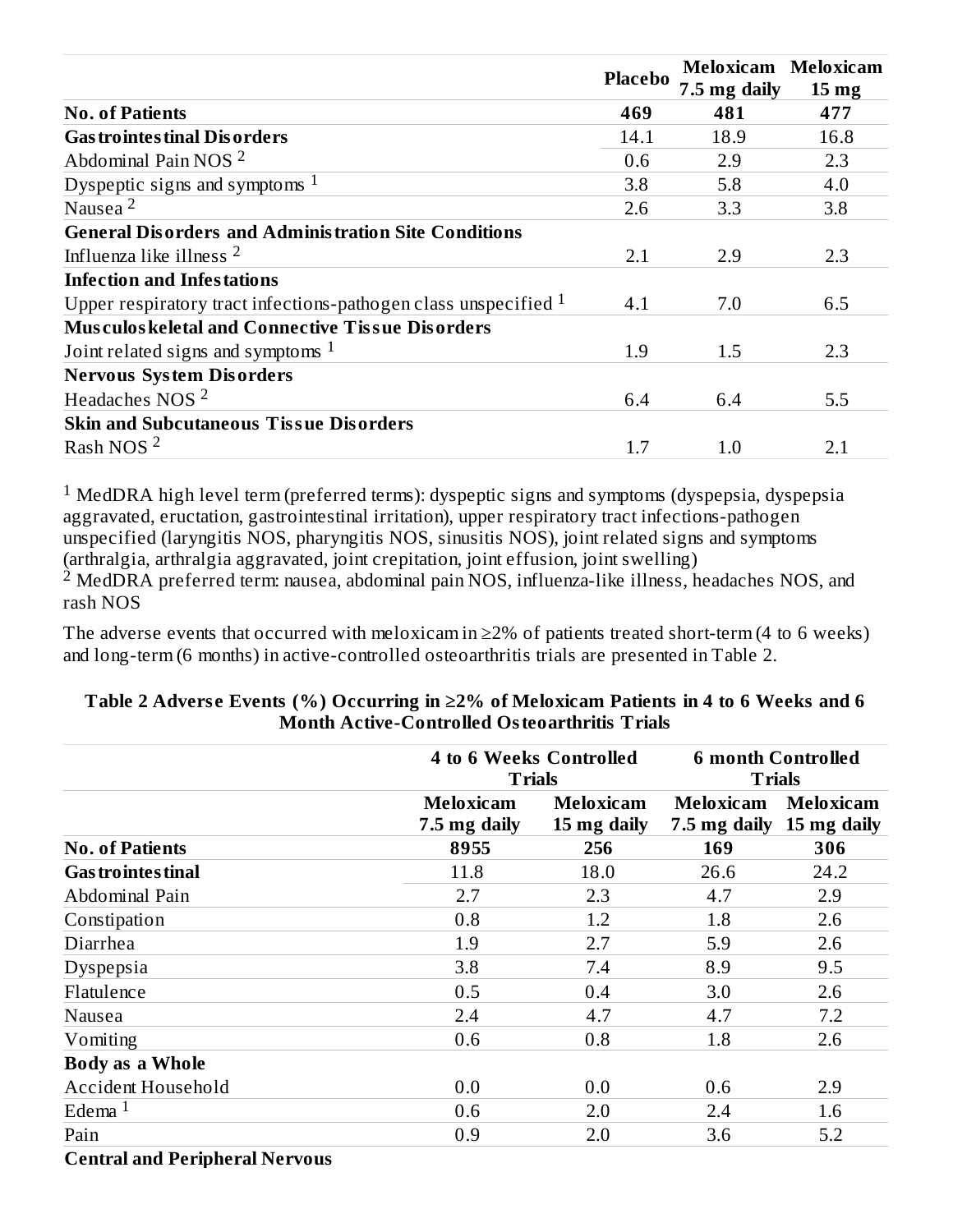| | Placebo | Meloxicam 7.5 mg daily | Meloxicam 15 mg |
|---|---|---|---|
| **No. of Patients** | **469** | **481** | **477** |
| **Gastrointestinal Disorders** | 14.1 | 18.9 | 16.8 |
| Abdominal Pain NOS [2] | 0.6 | 2.9 | 2.3 |
| Dyspeptic signs and symptoms [1] | 3.8 | 5.8 | 4.0 |
| Nausea [2] | 2.6 | 3.3 | 3.8 |
| **General Disorders and Administration Site Conditions** | | | |
| Influenza like illness [2] | 2.1 | 2.9 | 2.3 |
| **Infection and Infestations** | | | |
| Upper respiratory tract infections-pathogen class unspecified [1] | 4.1 | 7.0 | 6.5 |
| **Musculoskeletal and Connective Tissue Disorders** | | | |
| Joint related signs and symptoms [1] | 1.9 | 1.5 | 2.3 |
| **Nervous System Disorders** | | | |
| Headaches NOS [2] | 6.4 | 6.4 | 5.5 |
| **Skin and Subcutaneous Tissue Disorders** | | | |
| Rash NOS [2] | 1.7 | 1.0 | 2.1 |

[1] MedDRA high level term (preferred terms): dyspeptic signs and symptoms (dyspepsia, dyspepsia aggravated, eructation, gastrointestinal irritation), upper respiratory tract infections-pathogen unspecified (laryngitis NOS, pharyngitis NOS, sinusitis NOS), joint related signs and symptoms (arthralgia, arthralgia aggravated, joint crepitation, joint effusion, joint swelling)
[2] MedDRA preferred term: nausea, abdominal pain NOS, influenza-like illness, headaches NOS, and rash NOS

The adverse events that occurred with meloxicam in ≥2% of patients treated short-term (4 to 6 weeks) and long-term (6 months) in active-controlled osteoarthritis trials are presented in Table 2.

**Table 2 Adverse Events (%) Occurring in ≥2% of Meloxicam Patients in 4 to 6 Weeks and 6 Month Active-Controlled Osteoarthritis Trials**

| | 4 to 6 Weeks Controlled Trials | | 6 month Controlled Trials | |
|---|---|---|---|---|
| | Meloxicam 7.5 mg daily | Meloxicam 15 mg daily | Meloxicam 7.5 mg daily | Meloxicam 15 mg daily |
| **No. of Patients** | **8955** | **256** | **169** | **306** |
| **Gastrointestinal** | 11.8 | 18.0 | 26.6 | 24.2 |
| Abdominal Pain | 2.7 | 2.3 | 4.7 | 2.9 |
| Constipation | 0.8 | 1.2 | 1.8 | 2.6 |
| Diarrhea | 1.9 | 2.7 | 5.9 | 2.6 |
| Dyspepsia | 3.8 | 7.4 | 8.9 | 9.5 |
| Flatulence | 0.5 | 0.4 | 3.0 | 2.6 |
| Nausea | 2.4 | 4.7 | 4.7 | 7.2 |
| Vomiting | 0.6 | 0.8 | 1.8 | 2.6 |
| **Body as a Whole** | | | | |
| Accident Household | 0.0 | 0.0 | 0.6 | 2.9 |
| Edema [1] | 0.6 | 2.0 | 2.4 | 1.6 |
| Pain | 0.9 | 2.0 | 3.6 | 5.2 |
| **Central and Peripheral Nervous** | | | | |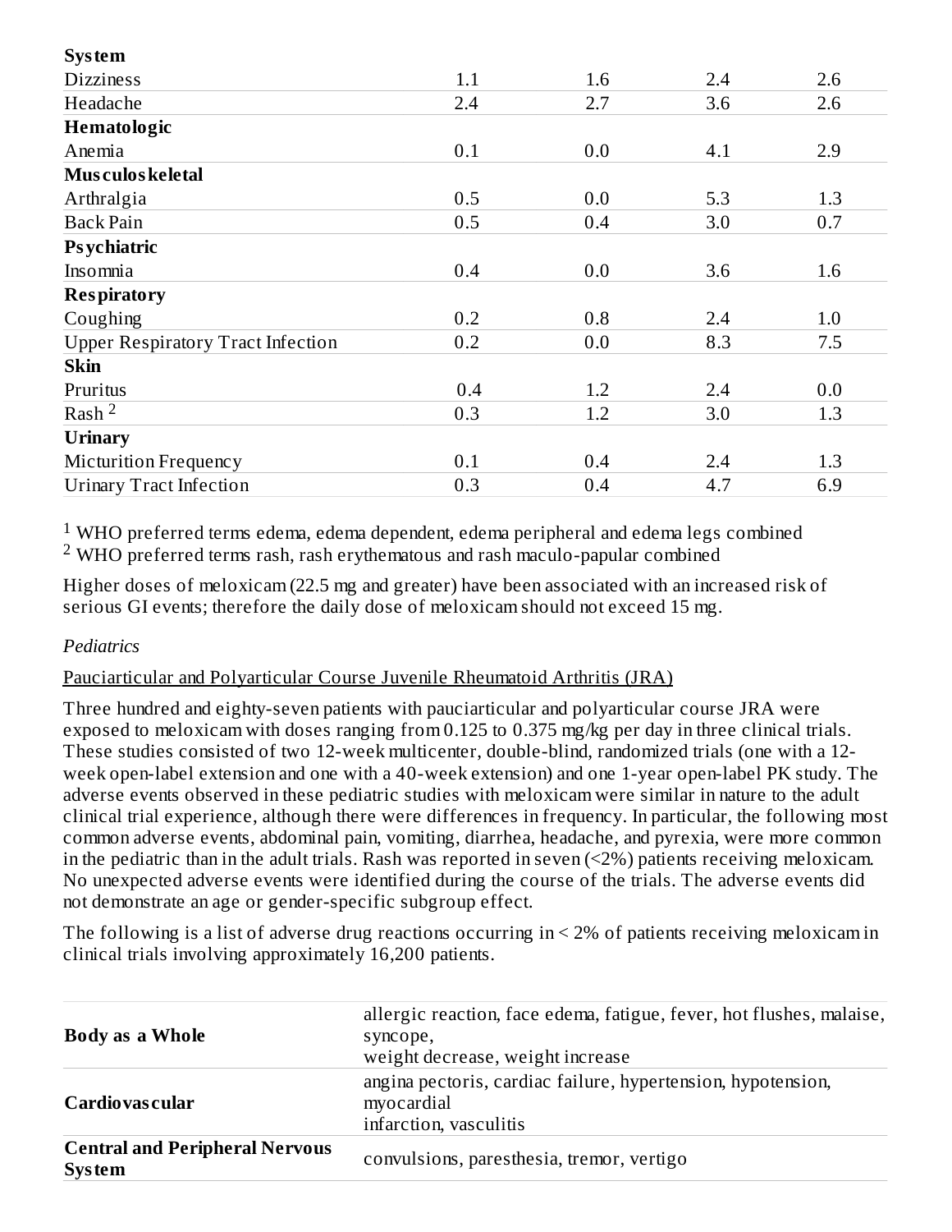| | | | | |
|---|---|---|---|---|
| **System** | | | | |
| Dizziness | 1.1 | 1.6 | 2.4 | 2.6 |
| Headache | 2.4 | 2.7 | 3.6 | 2.6 |
| **Hematologic** | | | | |
| Anemia | 0.1 | 0.0 | 4.1 | 2.9 |
| **Musculoskeletal** | | | | |
| Arthralgia | 0.5 | 0.0 | 5.3 | 1.3 |
| Back Pain | 0.5 | 0.4 | 3.0 | 0.7 |
| **Psychiatric** | | | | |
| Insomnia | 0.4 | 0.0 | 3.6 | 1.6 |
| **Respiratory** | | | | |
| Coughing | 0.2 | 0.8 | 2.4 | 1.0 |
| Upper Respiratory Tract Infection | 0.2 | 0.0 | 8.3 | 7.5 |
| **Skin** | | | | |
| Pruritus | 0.4 | 1.2 | 2.4 | 0.0 |
| Rash [2] | 0.3 | 1.2 | 3.0 | 1.3 |
| **Urinary** | | | | |
| Micturition Frequency | 0.1 | 0.4 | 2.4 | 1.3 |
| Urinary Tract Infection | 0.3 | 0.4 | 4.7 | 6.9 |

[1] WHO preferred terms edema, edema dependent, edema peripheral and edema legs combined
[2] WHO preferred terms rash, rash erythematous and rash maculo-papular combined

Higher doses of meloxicam (22.5 mg and greater) have been associated with an increased risk of serious GI events; therefore the daily dose of meloxicam should not exceed 15 mg.

*Pediatrics*

Pauciarticular and Polyarticular Course Juvenile Rheumatoid Arthritis (JRA)

Three hundred and eighty-seven patients with pauciarticular and polyarticular course JRA were exposed to meloxicam with doses ranging from 0.125 to 0.375 mg/kg per day in three clinical trials. These studies consisted of two 12-week multicenter, double-blind, randomized trials (one with a 12-week open-label extension and one with a 40-week extension) and one 1-year open-label PK study. The adverse events observed in these pediatric studies with meloxicam were similar in nature to the adult clinical trial experience, although there were differences in frequency. In particular, the following most common adverse events, abdominal pain, vomiting, diarrhea, headache, and pyrexia, were more common in the pediatric than in the adult trials. Rash was reported in seven (<2%) patients receiving meloxicam. No unexpected adverse events were identified during the course of the trials. The adverse events did not demonstrate an age or gender-specific subgroup effect.

The following is a list of adverse drug reactions occurring in < 2% of patients receiving meloxicam in clinical trials involving approximately 16,200 patients.

| | |
|---|---|
| **Body as a Whole** | allergic reaction, face edema, fatigue, fever, hot flushes, malaise, syncope, weight decrease, weight increase |
| **Cardiovascular** | angina pectoris, cardiac failure, hypertension, hypotension, myocardial infarction, vasculitis |
| **Central and Peripheral Nervous System** | convulsions, paresthesia, tremor, vertigo |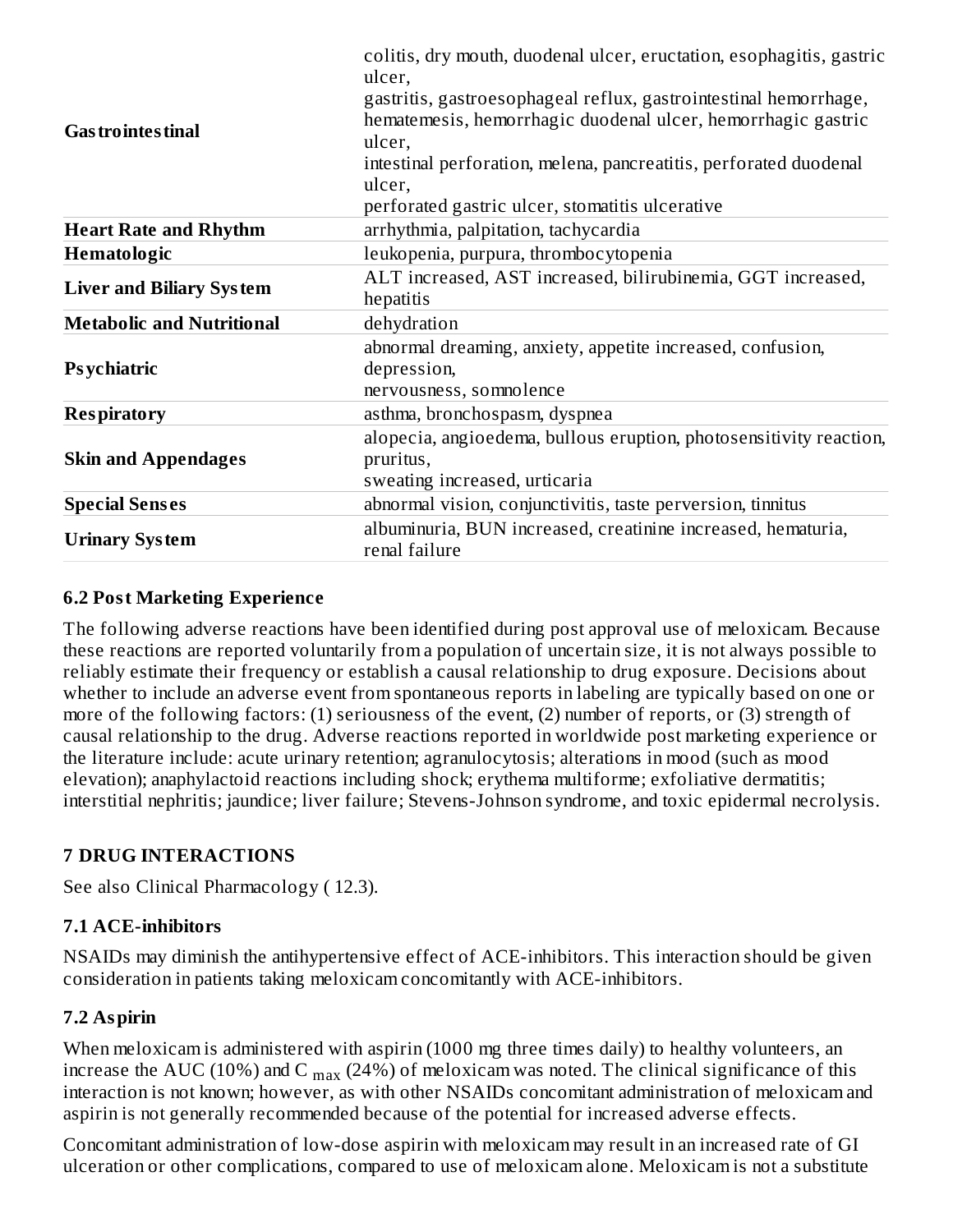| | |
|---|---|
| **Gastrointestinal** | colitis, dry mouth, duodenal ulcer, eructation, esophagitis, gastric ulcer, gastritis, gastroesophageal reflux, gastrointestinal hemorrhage, hematemesis, hemorrhagic duodenal ulcer, hemorrhagic gastric ulcer, intestinal perforation, melena, pancreatitis, perforated duodenal ulcer, perforated gastric ulcer, stomatitis ulcerative |
| **Heart Rate and Rhythm** | arrhythmia, palpitation, tachycardia |
| **Hematologic** | leukopenia, purpura, thrombocytopenia |
| **Liver and Biliary System** | ALT increased, AST increased, bilirubinemia, GGT increased, hepatitis |
| **Metabolic and Nutritional** | dehydration |
| **Psychiatric** | abnormal dreaming, anxiety, appetite increased, confusion, depression, nervousness, somnolence |
| **Respiratory** | asthma, bronchospasm, dyspnea |
| **Skin and Appendages** | alopecia, angioedema, bullous eruption, photosensitivity reaction, pruritus, sweating increased, urticaria |
| **Special Senses** | abnormal vision, conjunctivitis, taste perversion, tinnitus |
| **Urinary System** | albuminuria, BUN increased, creatinine increased, hematuria, renal failure |

### 6.2 Post Marketing Experience

The following adverse reactions have been identified during post approval use of meloxicam. Because these reactions are reported voluntarily from a population of uncertain size, it is not always possible to reliably estimate their frequency or establish a causal relationship to drug exposure. Decisions about whether to include an adverse event from spontaneous reports in labeling are typically based on one or more of the following factors: (1) seriousness of the event, (2) number of reports, or (3) strength of causal relationship to the drug. Adverse reactions reported in worldwide post marketing experience or the literature include: acute urinary retention; agranulocytosis; alterations in mood (such as mood elevation); anaphylactoid reactions including shock; erythema multiforme; exfoliative dermatitis; interstitial nephritis; jaundice; liver failure; Stevens-Johnson syndrome, and toxic epidermal necrolysis.

## 7 DRUG INTERACTIONS

See also Clinical Pharmacology ( 12.3).

### 7.1 ACE-inhibitors

NSAIDs may diminish the antihypertensive effect of ACE-inhibitors. This interaction should be given consideration in patients taking meloxicam concomitantly with ACE-inhibitors.

### 7.2 Aspirin

When meloxicam is administered with aspirin (1000 mg three times daily) to healthy volunteers, an increase the AUC (10%) and $C_{max}$ (24%) of meloxicam was noted. The clinical significance of this interaction is not known; however, as with other NSAIDs concomitant administration of meloxicam and aspirin is not generally recommended because of the potential for increased adverse effects.

Concomitant administration of low-dose aspirin with meloxicam may result in an increased rate of GI ulceration or other complications, compared to use of meloxicam alone. Meloxicam is not a substitute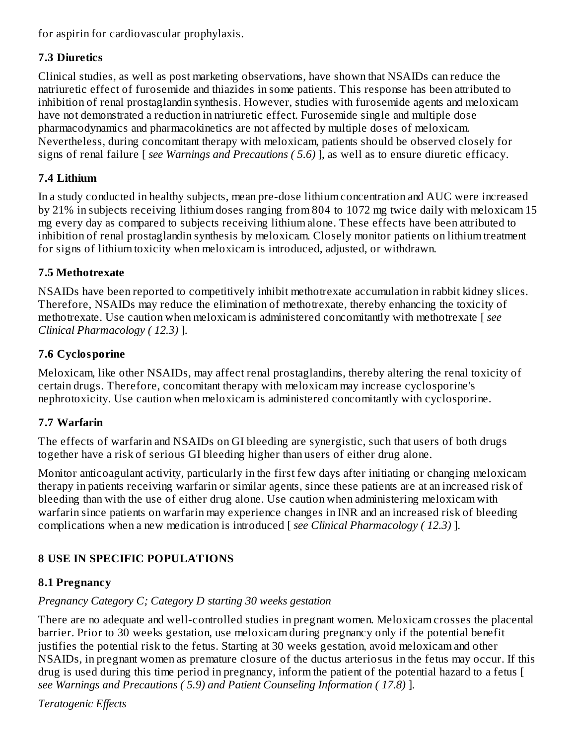for aspirin for cardiovascular prophylaxis.

### 7.3 Diuretics

Clinical studies, as well as post marketing observations, have shown that NSAIDs can reduce the natriuretic effect of furosemide and thiazides in some patients. This response has been attributed to inhibition of renal prostaglandin synthesis. However, studies with furosemide agents and meloxicam have not demonstrated a reduction in natriuretic effect. Furosemide single and multiple dose pharmacodynamics and pharmacokinetics are not affected by multiple doses of meloxicam. Nevertheless, during concomitant therapy with meloxicam, patients should be observed closely for signs of renal failure [ *see Warnings and Precautions ( 5.6)* ], as well as to ensure diuretic efficacy.

### 7.4 Lithium

In a study conducted in healthy subjects, mean pre-dose lithium concentration and AUC were increased by 21% in subjects receiving lithium doses ranging from 804 to 1072 mg twice daily with meloxicam 15 mg every day as compared to subjects receiving lithium alone. These effects have been attributed to inhibition of renal prostaglandin synthesis by meloxicam. Closely monitor patients on lithium treatment for signs of lithium toxicity when meloxicam is introduced, adjusted, or withdrawn.

### 7.5 Methotrexate

NSAIDs have been reported to competitively inhibit methotrexate accumulation in rabbit kidney slices. Therefore, NSAIDs may reduce the elimination of methotrexate, thereby enhancing the toxicity of methotrexate. Use caution when meloxicam is administered concomitantly with methotrexate [ *see Clinical Pharmacology ( 12.3)* ].

### 7.6 Cyclosporine

Meloxicam, like other NSAIDs, may affect renal prostaglandins, thereby altering the renal toxicity of certain drugs. Therefore, concomitant therapy with meloxicam may increase cyclosporine's nephrotoxicity. Use caution when meloxicam is administered concomitantly with cyclosporine.

### 7.7 Warfarin

The effects of warfarin and NSAIDs on GI bleeding are synergistic, such that users of both drugs together have a risk of serious GI bleeding higher than users of either drug alone.

Monitor anticoagulant activity, particularly in the first few days after initiating or changing meloxicam therapy in patients receiving warfarin or similar agents, since these patients are at an increased risk of bleeding than with the use of either drug alone. Use caution when administering meloxicam with warfarin since patients on warfarin may experience changes in INR and an increased risk of bleeding complications when a new medication is introduced [ *see Clinical Pharmacology ( 12.3)* ].

## 8 USE IN SPECIFIC POPULATIONS

### 8.1 Pregnancy

*Pregnancy Category C; Category D starting 30 weeks gestation*

There are no adequate and well-controlled studies in pregnant women. Meloxicam crosses the placental barrier. Prior to 30 weeks gestation, use meloxicam during pregnancy only if the potential benefit justifies the potential risk to the fetus. Starting at 30 weeks gestation, avoid meloxicam and other NSAIDs, in pregnant women as premature closure of the ductus arteriosus in the fetus may occur. If this drug is used during this time period in pregnancy, inform the patient of the potential hazard to a fetus [ *see Warnings and Precautions ( 5.9) and Patient Counseling Information ( 17.8)* ].

*Teratogenic Effects*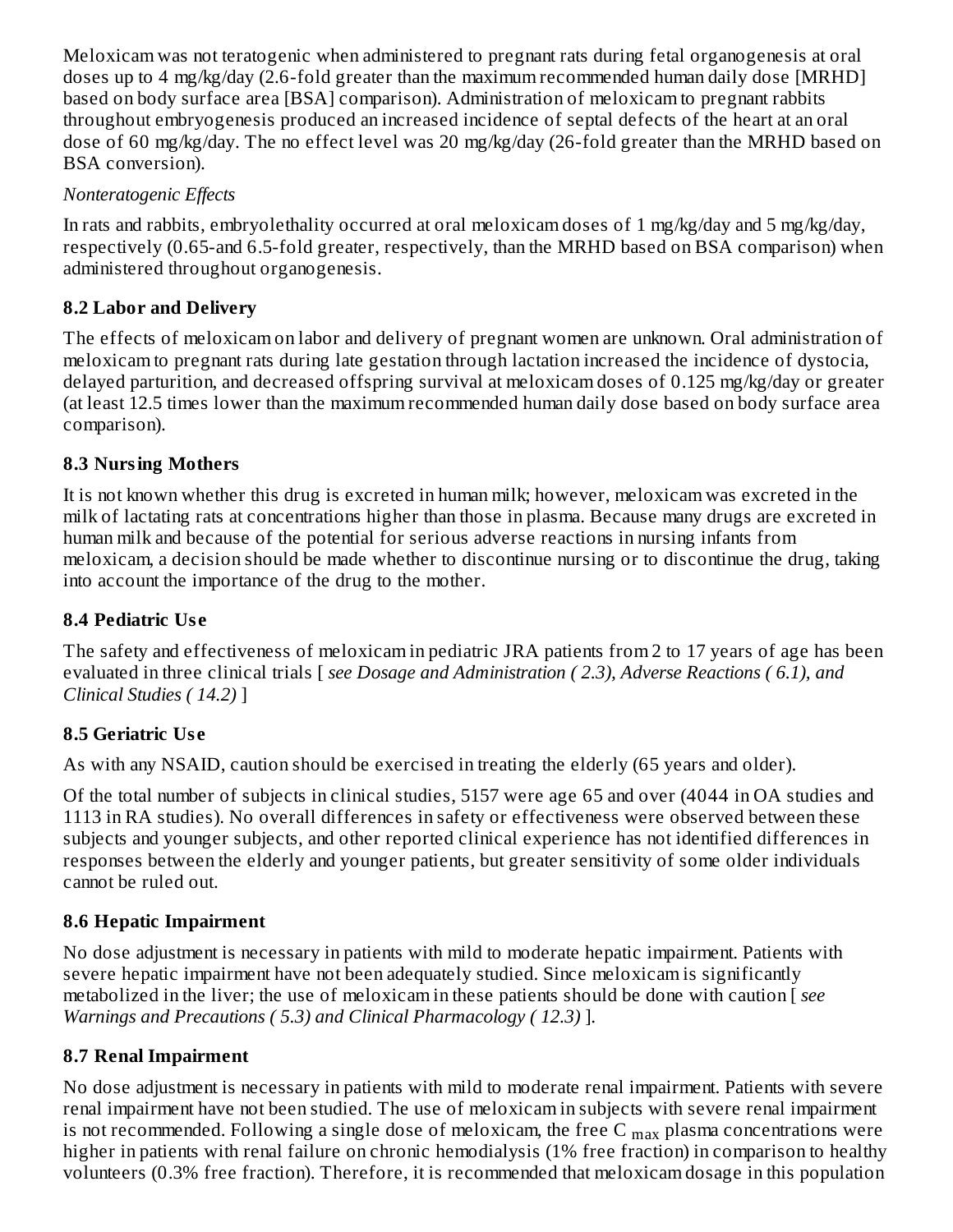Meloxicam was not teratogenic when administered to pregnant rats during fetal organogenesis at oral doses up to 4 mg/kg/day (2.6-fold greater than the maximum recommended human daily dose [MRHD] based on body surface area [BSA] comparison). Administration of meloxicam to pregnant rabbits throughout embryogenesis produced an increased incidence of septal defects of the heart at an oral dose of 60 mg/kg/day. The no effect level was 20 mg/kg/day (26-fold greater than the MRHD based on BSA conversion).

*Nonteratogenic Effects*

In rats and rabbits, embryolethality occurred at oral meloxicam doses of 1 mg/kg/day and 5 mg/kg/day, respectively (0.65-and 6.5-fold greater, respectively, than the MRHD based on BSA comparison) when administered throughout organogenesis.

### 8.2 Labor and Delivery

The effects of meloxicam on labor and delivery of pregnant women are unknown. Oral administration of meloxicam to pregnant rats during late gestation through lactation increased the incidence of dystocia, delayed parturition, and decreased offspring survival at meloxicam doses of 0.125 mg/kg/day or greater (at least 12.5 times lower than the maximum recommended human daily dose based on body surface area comparison).

### 8.3 Nursing Mothers

It is not known whether this drug is excreted in human milk; however, meloxicam was excreted in the milk of lactating rats at concentrations higher than those in plasma. Because many drugs are excreted in human milk and because of the potential for serious adverse reactions in nursing infants from meloxicam, a decision should be made whether to discontinue nursing or to discontinue the drug, taking into account the importance of the drug to the mother.

### 8.4 Pediatric Use

The safety and effectiveness of meloxicam in pediatric JRA patients from 2 to 17 years of age has been evaluated in three clinical trials [ *see Dosage and Administration ( 2.3), Adverse Reactions ( 6.1), and Clinical Studies ( 14.2)* ]

### 8.5 Geriatric Use

As with any NSAID, caution should be exercised in treating the elderly (65 years and older).

Of the total number of subjects in clinical studies, 5157 were age 65 and over (4044 in OA studies and 1113 in RA studies). No overall differences in safety or effectiveness were observed between these subjects and younger subjects, and other reported clinical experience has not identified differences in responses between the elderly and younger patients, but greater sensitivity of some older individuals cannot be ruled out.

### 8.6 Hepatic Impairment

No dose adjustment is necessary in patients with mild to moderate hepatic impairment. Patients with severe hepatic impairment have not been adequately studied. Since meloxicam is significantly metabolized in the liver; the use of meloxicam in these patients should be done with caution [ *see Warnings and Precautions ( 5.3) and Clinical Pharmacology ( 12.3)* ].

### 8.7 Renal Impairment

No dose adjustment is necessary in patients with mild to moderate renal impairment. Patients with severe renal impairment have not been studied. The use of meloxicam in subjects with severe renal impairment is not recommended. Following a single dose of meloxicam, the free $C_{max}$ plasma concentrations were higher in patients with renal failure on chronic hemodialysis (1% free fraction) in comparison to healthy volunteers (0.3% free fraction). Therefore, it is recommended that meloxicam dosage in this population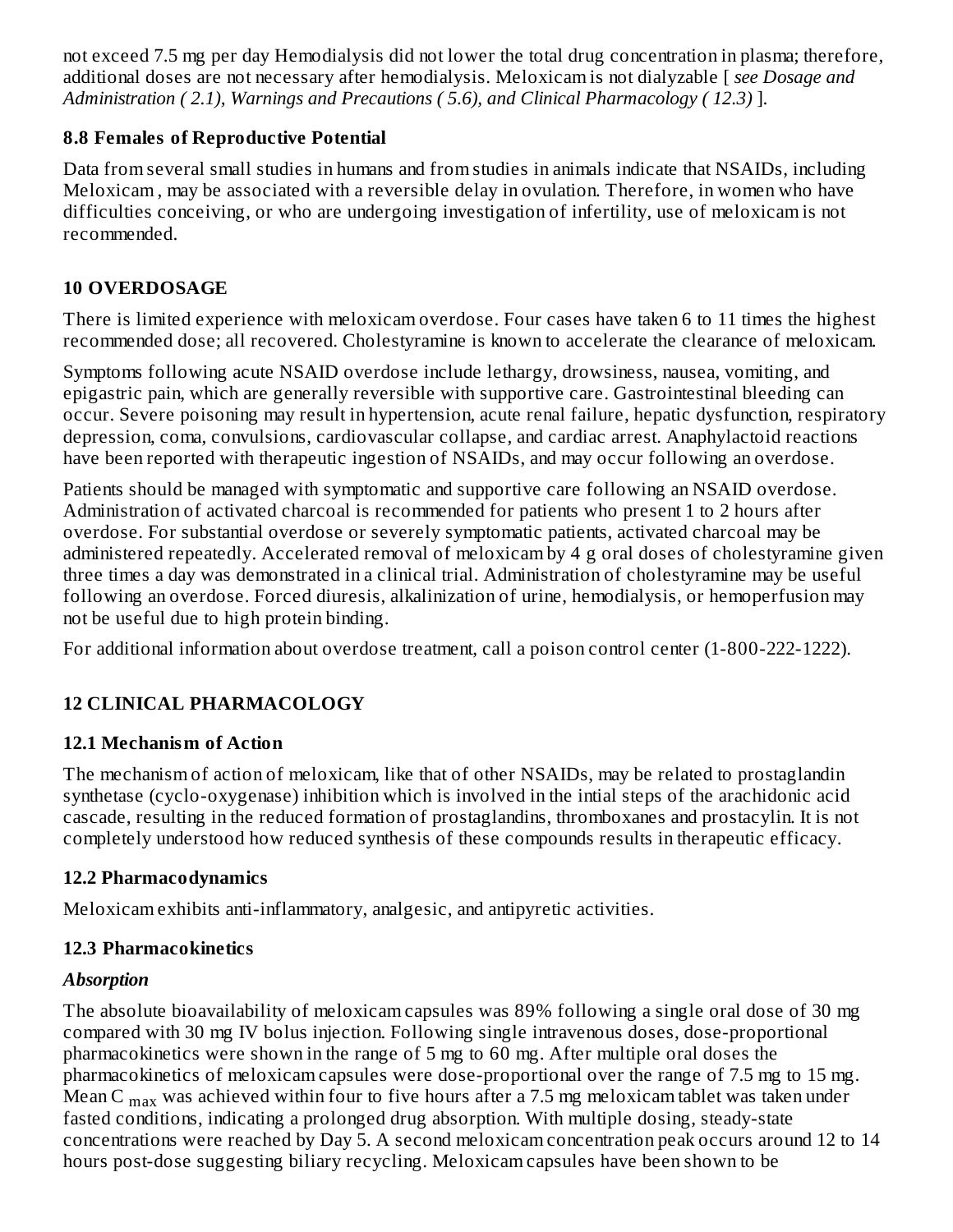not exceed 7.5 mg per day Hemodialysis did not lower the total drug concentration in plasma; therefore, additional doses are not necessary after hemodialysis. Meloxicam is not dialyzable [ *see Dosage and Administration ( 2.1), Warnings and Precautions ( 5.6), and Clinical Pharmacology ( 12.3)* ].

### 8.8 Females of Reproductive Potential

Data from several small studies in humans and from studies in animals indicate that NSAIDs, including Meloxicam , may be associated with a reversible delay in ovulation. Therefore, in women who have difficulties conceiving, or who are undergoing investigation of infertility, use of meloxicam is not recommended.

## 10 OVERDOSAGE

There is limited experience with meloxicam overdose. Four cases have taken 6 to 11 times the highest recommended dose; all recovered. Cholestyramine is known to accelerate the clearance of meloxicam.

Symptoms following acute NSAID overdose include lethargy, drowsiness, nausea, vomiting, and epigastric pain, which are generally reversible with supportive care. Gastrointestinal bleeding can occur. Severe poisoning may result in hypertension, acute renal failure, hepatic dysfunction, respiratory depression, coma, convulsions, cardiovascular collapse, and cardiac arrest. Anaphylactoid reactions have been reported with therapeutic ingestion of NSAIDs, and may occur following an overdose.

Patients should be managed with symptomatic and supportive care following an NSAID overdose. Administration of activated charcoal is recommended for patients who present 1 to 2 hours after overdose. For substantial overdose or severely symptomatic patients, activated charcoal may be administered repeatedly. Accelerated removal of meloxicam by 4 g oral doses of cholestyramine given three times a day was demonstrated in a clinical trial. Administration of cholestyramine may be useful following an overdose. Forced diuresis, alkalinization of urine, hemodialysis, or hemoperfusion may not be useful due to high protein binding.

For additional information about overdose treatment, call a poison control center (1-800-222-1222).

## 12 CLINICAL PHARMACOLOGY

### 12.1 Mechanism of Action

The mechanism of action of meloxicam, like that of other NSAIDs, may be related to prostaglandin synthetase (cyclo-oxygenase) inhibition which is involved in the intial steps of the arachidonic acid cascade, resulting in the reduced formation of prostaglandins, thromboxanes and prostacylin. It is not completely understood how reduced synthesis of these compounds results in therapeutic efficacy.

### 12.2 Pharmacodynamics

Meloxicam exhibits anti-inflammatory, analgesic, and antipyretic activities.

### 12.3 Pharmacokinetics

***Absorption***

The absolute bioavailability of meloxicam capsules was 89% following a single oral dose of 30 mg compared with 30 mg IV bolus injection. Following single intravenous doses, dose-proportional pharmacokinetics were shown in the range of 5 mg to 60 mg. After multiple oral doses the pharmacokinetics of meloxicam capsules were dose-proportional over the range of 7.5 mg to 15 mg. Mean $C_{max}$ was achieved within four to five hours after a 7.5 mg meloxicam tablet was taken under fasted conditions, indicating a prolonged drug absorption. With multiple dosing, steady-state concentrations were reached by Day 5. A second meloxicam concentration peak occurs around 12 to 14 hours post-dose suggesting biliary recycling. Meloxicam capsules have been shown to be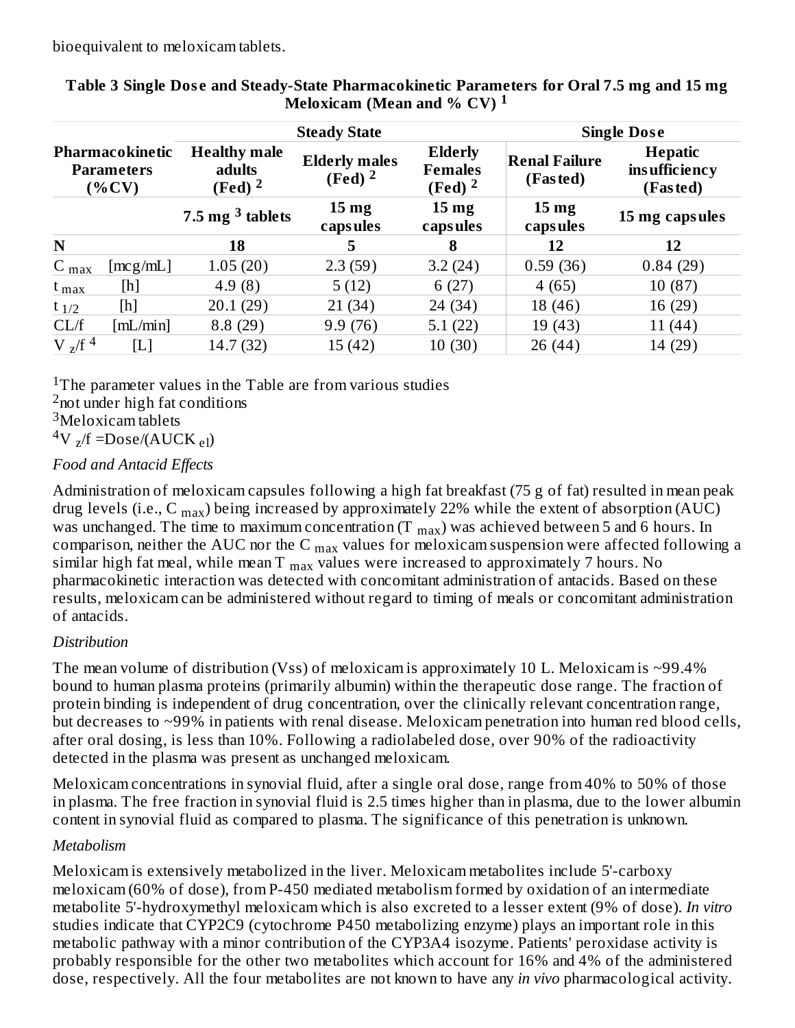bioequivalent to meloxicam tablets.

**Table 3 Single Dose and Steady-State Pharmacokinetic Parameters for Oral 7.5 mg and 15 mg Meloxicam (Mean and % CV) [1]**

| Pharmacokinetic Parameters (%CV) | | Steady State | | | Single Dose | |
|---|---|---|---|---|---|---|
| | | Healthy male adults (Fed) [2] | Elderly males (Fed) [2] | Elderly Females (Fed) [2] | Renal Failure (Fasted) | Hepatic insufficiency (Fasted) |
| | | 7.5 mg [3] tablets | 15 mg capsules | 15 mg capsules | 15 mg capsules | 15 mg capsules |
| N | | 18 | 5 | 8 | 12 | 12 |
| $C_{max}$ | [mcg/mL] | 1.05 (20) | 2.3 (59) | 3.2 (24) | 0.59 (36) | 0.84 (29) |
| $t_{max}$ | [h] | 4.9 (8) | 5 (12) | 6 (27) | 4 (65) | 10 (87) |
| $t_{1/2}$ | [h] | 20.1 (29) | 21 (34) | 24 (34) | 18 (46) | 16 (29) |
| CL/f | [mL/min] | 8.8 (29) | 9.9 (76) | 5.1 (22) | 19 (43) | 11 (44) |
| $V_z/f$ [4] | [L] | 14.7 (32) | 15 (42) | 10 (30) | 26 (44) | 14 (29) |

[1]The parameter values in the Table are from various studies
[2]not under high fat conditions
[3]Meloxicam tablets
[4]$V_z/f$ =Dose/($AUCK_{el}$)

*Food and Antacid Effects*

Administration of meloxicam capsules following a high fat breakfast (75 g of fat) resulted in mean peak drug levels (i.e., $C_{max}$) being increased by approximately 22% while the extent of absorption (AUC) was unchanged. The time to maximum concentration ($T_{max}$) was achieved between 5 and 6 hours. In comparison, neither the AUC nor the $C_{max}$ values for meloxicam suspension were affected following a similar high fat meal, while mean $T_{max}$ values were increased to approximately 7 hours. No pharmacokinetic interaction was detected with concomitant administration of antacids. Based on these results, meloxicam can be administered without regard to timing of meals or concomitant administration of antacids.

*Distribution*

The mean volume of distribution (Vss) of meloxicam is approximately 10 L. Meloxicam is ~99.4% bound to human plasma proteins (primarily albumin) within the therapeutic dose range. The fraction of protein binding is independent of drug concentration, over the clinically relevant concentration range, but decreases to ~99% in patients with renal disease. Meloxicam penetration into human red blood cells, after oral dosing, is less than 10%. Following a radiolabeled dose, over 90% of the radioactivity detected in the plasma was present as unchanged meloxicam.

Meloxicam concentrations in synovial fluid, after a single oral dose, range from 40% to 50% of those in plasma. The free fraction in synovial fluid is 2.5 times higher than in plasma, due to the lower albumin content in synovial fluid as compared to plasma. The significance of this penetration is unknown.

*Metabolism*

Meloxicam is extensively metabolized in the liver. Meloxicam metabolites include 5'-carboxy meloxicam (60% of dose), from P-450 mediated metabolism formed by oxidation of an intermediate metabolite 5'-hydroxymethyl meloxicam which is also excreted to a lesser extent (9% of dose). *In vitro* studies indicate that CYP2C9 (cytochrome P450 metabolizing enzyme) plays an important role in this metabolic pathway with a minor contribution of the CYP3A4 isozyme. Patients' peroxidase activity is probably responsible for the other two metabolites which account for 16% and 4% of the administered dose, respectively. All the four metabolites are not known to have any *in vivo* pharmacological activity.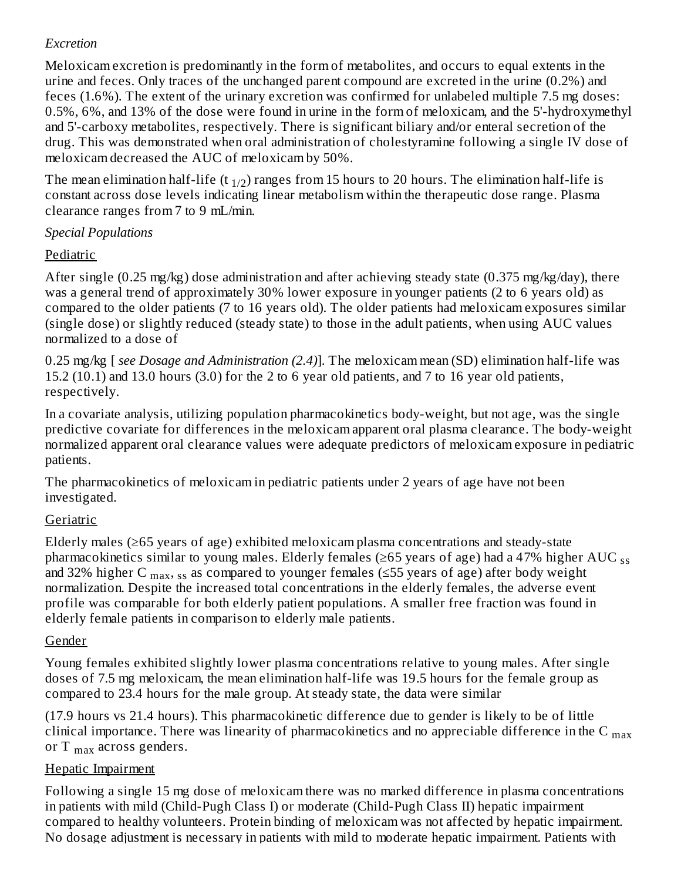*Excretion*

Meloxicam excretion is predominantly in the form of metabolites, and occurs to equal extents in the urine and feces. Only traces of the unchanged parent compound are excreted in the urine (0.2%) and feces (1.6%). The extent of the urinary excretion was confirmed for unlabeled multiple 7.5 mg doses: 0.5%, 6%, and 13% of the dose were found in urine in the form of meloxicam, and the 5'-hydroxymethyl and 5'-carboxy metabolites, respectively. There is significant biliary and/or enteral secretion of the drug. This was demonstrated when oral administration of cholestyramine following a single IV dose of meloxicam decreased the AUC of meloxicam by 50%.

The mean elimination half-life ($t_{1/2}$) ranges from 15 hours to 20 hours. The elimination half-life is constant across dose levels indicating linear metabolism within the therapeutic dose range. Plasma clearance ranges from 7 to 9 mL/min.

*Special Populations*

Pediatric

After single (0.25 mg/kg) dose administration and after achieving steady state (0.375 mg/kg/day), there was a general trend of approximately 30% lower exposure in younger patients (2 to 6 years old) as compared to the older patients (7 to 16 years old). The older patients had meloxicam exposures similar (single dose) or slightly reduced (steady state) to those in the adult patients, when using AUC values normalized to a dose of

0.25 mg/kg [ *see Dosage and Administration (2.4)*]. The meloxicam mean (SD) elimination half-life was 15.2 (10.1) and 13.0 hours (3.0) for the 2 to 6 year old patients, and 7 to 16 year old patients, respectively.

In a covariate analysis, utilizing population pharmacokinetics body-weight, but not age, was the single predictive covariate for differences in the meloxicam apparent oral plasma clearance. The body-weight normalized apparent oral clearance values were adequate predictors of meloxicam exposure in pediatric patients.

The pharmacokinetics of meloxicam in pediatric patients under 2 years of age have not been investigated.

Geriatric

Elderly males (≥65 years of age) exhibited meloxicam plasma concentrations and steady-state pharmacokinetics similar to young males. Elderly females (≥65 years of age) had a 47% higher $AUC_{ss}$ and 32% higher $C_{max, ss}$ as compared to younger females (≤55 years of age) after body weight normalization. Despite the increased total concentrations in the elderly females, the adverse event profile was comparable for both elderly patient populations. A smaller free fraction was found in elderly female patients in comparison to elderly male patients.

Gender

Young females exhibited slightly lower plasma concentrations relative to young males. After single doses of 7.5 mg meloxicam, the mean elimination half-life was 19.5 hours for the female group as compared to 23.4 hours for the male group. At steady state, the data were similar

(17.9 hours vs 21.4 hours). This pharmacokinetic difference due to gender is likely to be of little clinical importance. There was linearity of pharmacokinetics and no appreciable difference in the $C_{max}$ or $T_{max}$ across genders.

Hepatic Impairment

Following a single 15 mg dose of meloxicam there was no marked difference in plasma concentrations in patients with mild (Child-Pugh Class I) or moderate (Child-Pugh Class II) hepatic impairment compared to healthy volunteers. Protein binding of meloxicam was not affected by hepatic impairment. No dosage adjustment is necessary in patients with mild to moderate hepatic impairment. Patients with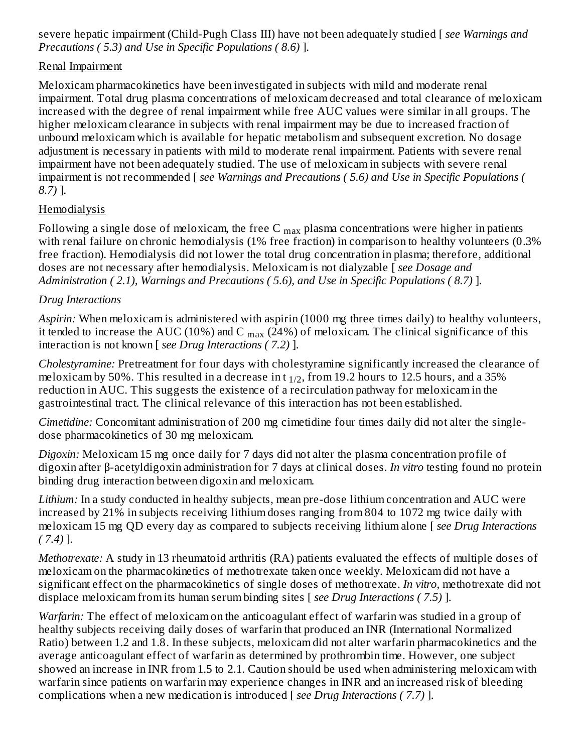severe hepatic impairment (Child-Pugh Class III) have not been adequately studied [ *see Warnings and Precautions ( 5.3) and Use in Specific Populations ( 8.6)* ].

Renal Impairment

Meloxicam pharmacokinetics have been investigated in subjects with mild and moderate renal impairment. Total drug plasma concentrations of meloxicam decreased and total clearance of meloxicam increased with the degree of renal impairment while free AUC values were similar in all groups. The higher meloxicam clearance in subjects with renal impairment may be due to increased fraction of unbound meloxicam which is available for hepatic metabolism and subsequent excretion. No dosage adjustment is necessary in patients with mild to moderate renal impairment. Patients with severe renal impairment have not been adequately studied. The use of meloxicam in subjects with severe renal impairment is not recommended [ *see Warnings and Precautions ( 5.6) and Use in Specific Populations ( 8.7)* ].

Hemodialysis

Following a single dose of meloxicam, the free $C_{max}$ plasma concentrations were higher in patients with renal failure on chronic hemodialysis (1% free fraction) in comparison to healthy volunteers (0.3% free fraction). Hemodialysis did not lower the total drug concentration in plasma; therefore, additional doses are not necessary after hemodialysis. Meloxicam is not dialyzable [ *see Dosage and Administration ( 2.1), Warnings and Precautions ( 5.6), and Use in Specific Populations ( 8.7)* ].

*Drug Interactions*

*Aspirin:* When meloxicam is administered with aspirin (1000 mg three times daily) to healthy volunteers, it tended to increase the AUC (10%) and $C_{max}$ (24%) of meloxicam. The clinical significance of this interaction is not known [ *see Drug Interactions ( 7.2)* ].

*Cholestyramine:* Pretreatment for four days with cholestyramine significantly increased the clearance of meloxicam by 50%. This resulted in a decrease in $t_{1/2}$, from 19.2 hours to 12.5 hours, and a 35% reduction in AUC. This suggests the existence of a recirculation pathway for meloxicam in the gastrointestinal tract. The clinical relevance of this interaction has not been established.

*Cimetidine:* Concomitant administration of 200 mg cimetidine four times daily did not alter the single-dose pharmacokinetics of 30 mg meloxicam.

*Digoxin:* Meloxicam 15 mg once daily for 7 days did not alter the plasma concentration profile of digoxin after β-acetyldigoxin administration for 7 days at clinical doses. *In vitro* testing found no protein binding drug interaction between digoxin and meloxicam.

*Lithium:* In a study conducted in healthy subjects, mean pre-dose lithium concentration and AUC were increased by 21% in subjects receiving lithium doses ranging from 804 to 1072 mg twice daily with meloxicam 15 mg QD every day as compared to subjects receiving lithium alone [ *see Drug Interactions ( 7.4)* ].

*Methotrexate:* A study in 13 rheumatoid arthritis (RA) patients evaluated the effects of multiple doses of meloxicam on the pharmacokinetics of methotrexate taken once weekly. Meloxicam did not have a significant effect on the pharmacokinetics of single doses of methotrexate. *In vitro*, methotrexate did not displace meloxicam from its human serum binding sites [ *see Drug Interactions ( 7.5)* ].

*Warfarin:* The effect of meloxicam on the anticoagulant effect of warfarin was studied in a group of healthy subjects receiving daily doses of warfarin that produced an INR (International Normalized Ratio) between 1.2 and 1.8. In these subjects, meloxicam did not alter warfarin pharmacokinetics and the average anticoagulant effect of warfarin as determined by prothrombin time. However, one subject showed an increase in INR from 1.5 to 2.1. Caution should be used when administering meloxicam with warfarin since patients on warfarin may experience changes in INR and an increased risk of bleeding complications when a new medication is introduced [ *see Drug Interactions ( 7.7)* ].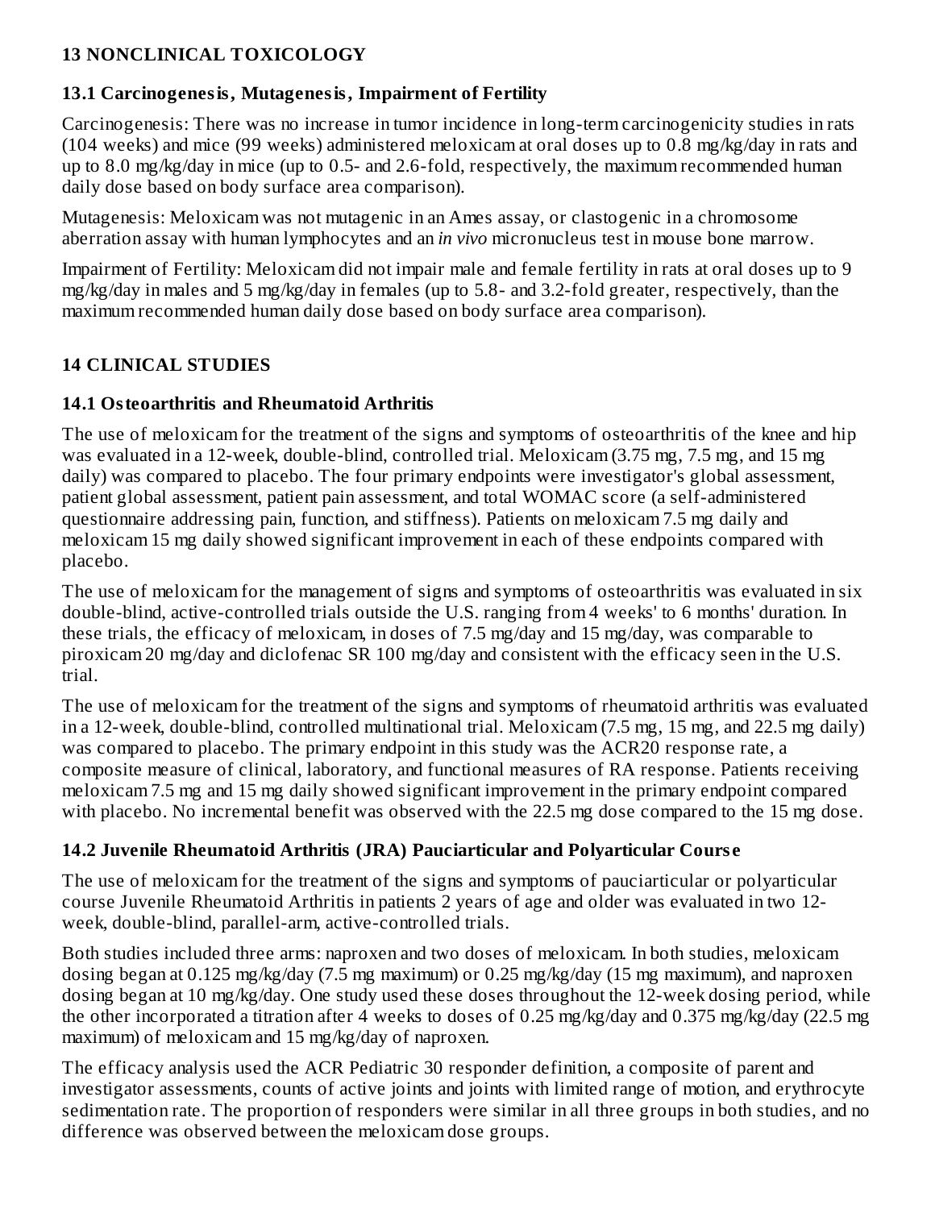## 13 NONCLINICAL TOXICOLOGY

### 13.1 Carcinogenesis, Mutagenesis, Impairment of Fertility

Carcinogenesis: There was no increase in tumor incidence in long-term carcinogenicity studies in rats (104 weeks) and mice (99 weeks) administered meloxicam at oral doses up to 0.8 mg/kg/day in rats and up to 8.0 mg/kg/day in mice (up to 0.5- and 2.6-fold, respectively, the maximum recommended human daily dose based on body surface area comparison).

Mutagenesis: Meloxicam was not mutagenic in an Ames assay, or clastogenic in a chromosome aberration assay with human lymphocytes and an *in vivo* micronucleus test in mouse bone marrow.

Impairment of Fertility: Meloxicam did not impair male and female fertility in rats at oral doses up to 9 mg/kg/day in males and 5 mg/kg/day in females (up to 5.8- and 3.2-fold greater, respectively, than the maximum recommended human daily dose based on body surface area comparison).

## 14 CLINICAL STUDIES

### 14.1 Osteoarthritis and Rheumatoid Arthritis

The use of meloxicam for the treatment of the signs and symptoms of osteoarthritis of the knee and hip was evaluated in a 12-week, double-blind, controlled trial. Meloxicam (3.75 mg, 7.5 mg, and 15 mg daily) was compared to placebo. The four primary endpoints were investigator's global assessment, patient global assessment, patient pain assessment, and total WOMAC score (a self-administered questionnaire addressing pain, function, and stiffness). Patients on meloxicam 7.5 mg daily and meloxicam 15 mg daily showed significant improvement in each of these endpoints compared with placebo.

The use of meloxicam for the management of signs and symptoms of osteoarthritis was evaluated in six double-blind, active-controlled trials outside the U.S. ranging from 4 weeks' to 6 months' duration. In these trials, the efficacy of meloxicam, in doses of 7.5 mg/day and 15 mg/day, was comparable to piroxicam 20 mg/day and diclofenac SR 100 mg/day and consistent with the efficacy seen in the U.S. trial.

The use of meloxicam for the treatment of the signs and symptoms of rheumatoid arthritis was evaluated in a 12-week, double-blind, controlled multinational trial. Meloxicam (7.5 mg, 15 mg, and 22.5 mg daily) was compared to placebo. The primary endpoint in this study was the ACR20 response rate, a composite measure of clinical, laboratory, and functional measures of RA response. Patients receiving meloxicam 7.5 mg and 15 mg daily showed significant improvement in the primary endpoint compared with placebo. No incremental benefit was observed with the 22.5 mg dose compared to the 15 mg dose.

### 14.2 Juvenile Rheumatoid Arthritis (JRA) Pauciarticular and Polyarticular Course

The use of meloxicam for the treatment of the signs and symptoms of pauciarticular or polyarticular course Juvenile Rheumatoid Arthritis in patients 2 years of age and older was evaluated in two 12-week, double-blind, parallel-arm, active-controlled trials.

Both studies included three arms: naproxen and two doses of meloxicam. In both studies, meloxicam dosing began at 0.125 mg/kg/day (7.5 mg maximum) or 0.25 mg/kg/day (15 mg maximum), and naproxen dosing began at 10 mg/kg/day. One study used these doses throughout the 12-week dosing period, while the other incorporated a titration after 4 weeks to doses of 0.25 mg/kg/day and 0.375 mg/kg/day (22.5 mg maximum) of meloxicam and 15 mg/kg/day of naproxen.

The efficacy analysis used the ACR Pediatric 30 responder definition, a composite of parent and investigator assessments, counts of active joints and joints with limited range of motion, and erythrocyte sedimentation rate. The proportion of responders were similar in all three groups in both studies, and no difference was observed between the meloxicam dose groups.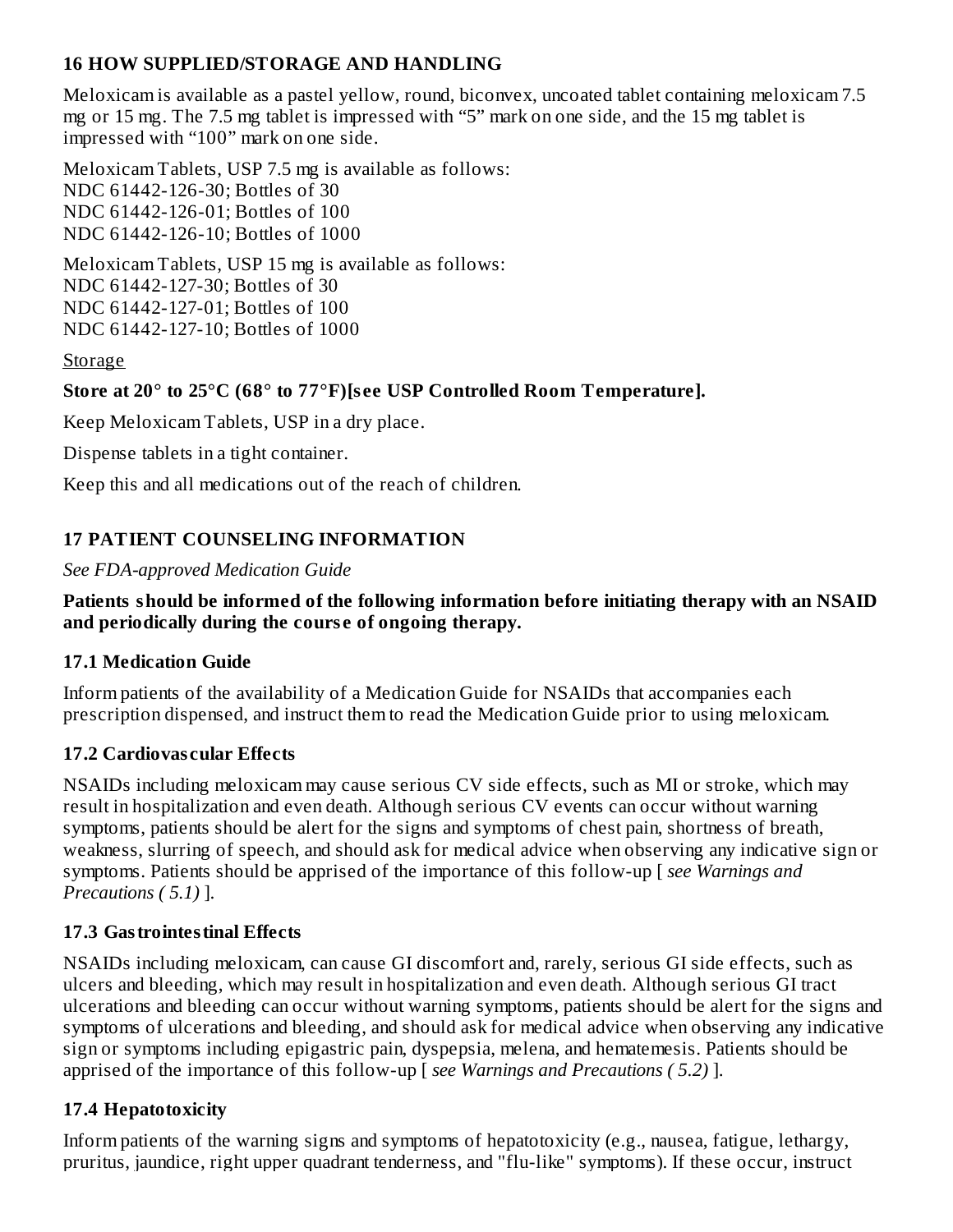## 16 HOW SUPPLIED/STORAGE AND HANDLING

Meloxicam is available as a pastel yellow, round, biconvex, uncoated tablet containing meloxicam 7.5 mg or 15 mg. The 7.5 mg tablet is impressed with "5" mark on one side, and the 15 mg tablet is impressed with "100" mark on one side.

Meloxicam Tablets, USP 7.5 mg is available as follows:
NDC 61442-126-30; Bottles of 30
NDC 61442-126-01; Bottles of 100
NDC 61442-126-10; Bottles of 1000

Meloxicam Tablets, USP 15 mg is available as follows:
NDC 61442-127-30; Bottles of 30
NDC 61442-127-01; Bottles of 100
NDC 61442-127-10; Bottles of 1000

Storage

**Store at 20° to 25°C (68° to 77°F)[see USP Controlled Room Temperature].**

Keep Meloxicam Tablets, USP in a dry place.

Dispense tablets in a tight container.

Keep this and all medications out of the reach of children.

## 17 PATIENT COUNSELING INFORMATION

*See FDA-approved Medication Guide*

**Patients should be informed of the following information before initiating therapy with an NSAID and periodically during the course of ongoing therapy.**

### 17.1 Medication Guide

Inform patients of the availability of a Medication Guide for NSAIDs that accompanies each prescription dispensed, and instruct them to read the Medication Guide prior to using meloxicam.

### 17.2 Cardiovascular Effects

NSAIDs including meloxicam may cause serious CV side effects, such as MI or stroke, which may result in hospitalization and even death. Although serious CV events can occur without warning symptoms, patients should be alert for the signs and symptoms of chest pain, shortness of breath, weakness, slurring of speech, and should ask for medical advice when observing any indicative sign or symptoms. Patients should be apprised of the importance of this follow-up [ *see Warnings and Precautions ( 5.1)* ].

### 17.3 Gastrointestinal Effects

NSAIDs including meloxicam, can cause GI discomfort and, rarely, serious GI side effects, such as ulcers and bleeding, which may result in hospitalization and even death. Although serious GI tract ulcerations and bleeding can occur without warning symptoms, patients should be alert for the signs and symptoms of ulcerations and bleeding, and should ask for medical advice when observing any indicative sign or symptoms including epigastric pain, dyspepsia, melena, and hematemesis. Patients should be apprised of the importance of this follow-up [ *see Warnings and Precautions ( 5.2)* ].

### 17.4 Hepatotoxicity

Inform patients of the warning signs and symptoms of hepatotoxicity (e.g., nausea, fatigue, lethargy, pruritus, jaundice, right upper quadrant tenderness, and "flu-like" symptoms). If these occur, instruct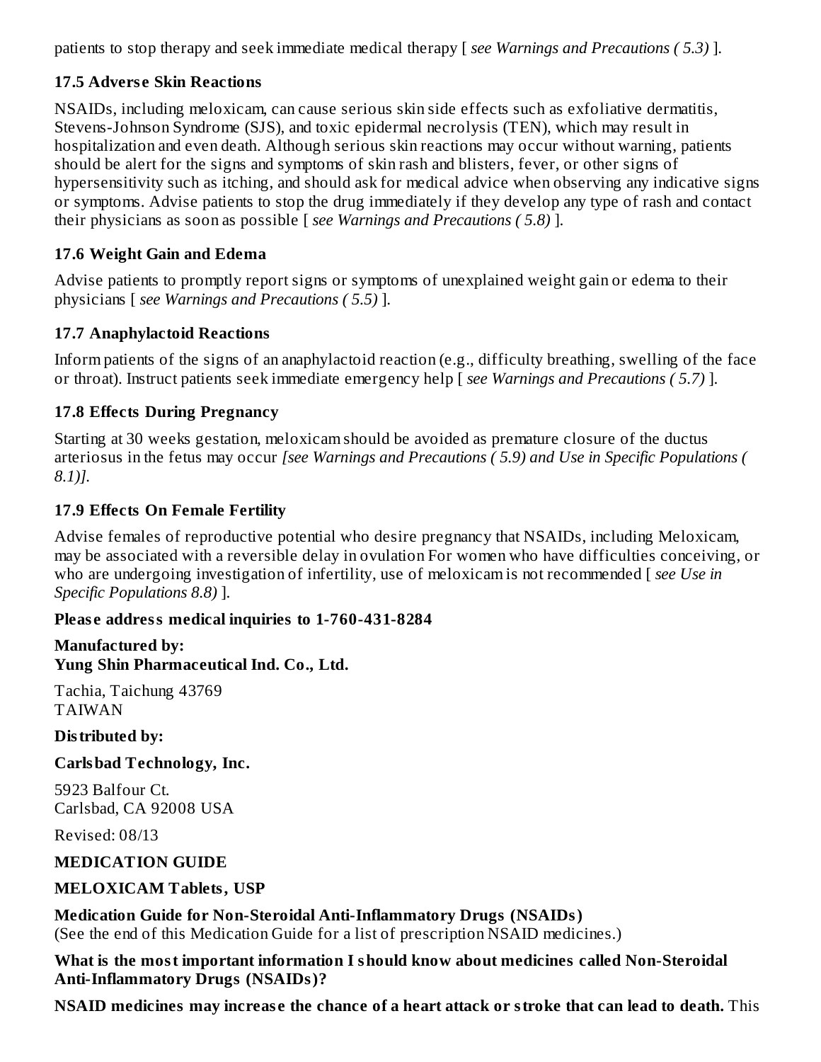patients to stop therapy and seek immediate medical therapy [ *see Warnings and Precautions ( 5.3)* ].

### 17.5 Adverse Skin Reactions

NSAIDs, including meloxicam, can cause serious skin side effects such as exfoliative dermatitis, Stevens-Johnson Syndrome (SJS), and toxic epidermal necrolysis (TEN), which may result in hospitalization and even death. Although serious skin reactions may occur without warning, patients should be alert for the signs and symptoms of skin rash and blisters, fever, or other signs of hypersensitivity such as itching, and should ask for medical advice when observing any indicative signs or symptoms. Advise patients to stop the drug immediately if they develop any type of rash and contact their physicians as soon as possible [ *see Warnings and Precautions ( 5.8)* ].

### 17.6 Weight Gain and Edema

Advise patients to promptly report signs or symptoms of unexplained weight gain or edema to their physicians [ *see Warnings and Precautions ( 5.5)* ].

### 17.7 Anaphylactoid Reactions

Inform patients of the signs of an anaphylactoid reaction (e.g., difficulty breathing, swelling of the face or throat). Instruct patients seek immediate emergency help [ *see Warnings and Precautions ( 5.7)* ].

### 17.8 Effects During Pregnancy

Starting at 30 weeks gestation, meloxicam should be avoided as premature closure of the ductus arteriosus in the fetus may occur *[see Warnings and Precautions ( 5.9) and Use in Specific Populations ( 8.1)].*

### 17.9 Effects On Female Fertility

Advise females of reproductive potential who desire pregnancy that NSAIDs, including Meloxicam, may be associated with a reversible delay in ovulation For women who have difficulties conceiving, or who are undergoing investigation of infertility, use of meloxicam is not recommended [ *see Use in Specific Populations 8.8)* ].

**Please address medical inquiries to 1-760-431-8284**

**Manufactured by:**
**Yung Shin Pharmaceutical Ind. Co., Ltd.**

Tachia, Taichung 43769
TAIWAN

**Distributed by:**

**Carlsbad Technology, Inc.**

5923 Balfour Ct.
Carlsbad, CA 92008 USA

Revised: 08/13

## MEDICATION GUIDE

**MELOXICAM Tablets, USP**

**Medication Guide for Non-Steroidal Anti-Inflammatory Drugs (NSAIDs)**
(See the end of this Medication Guide for a list of prescription NSAID medicines.)

**What is the most important information I should know about medicines called Non-Steroidal Anti-Inflammatory Drugs (NSAIDs)?**

**NSAID medicines may increase the chance of a heart attack or stroke that can lead to death.** This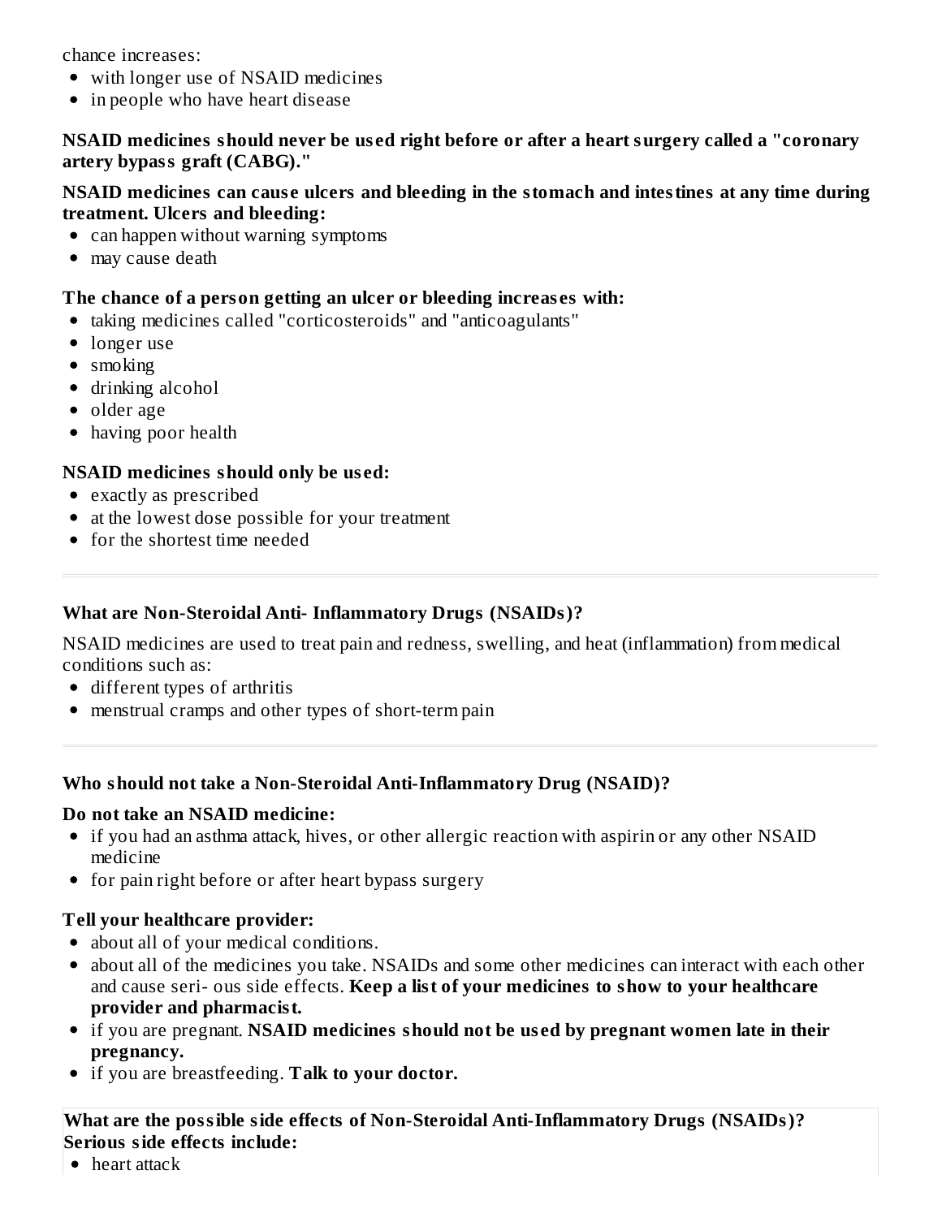chance increases:

- with longer use of NSAID medicines
- in people who have heart disease

**NSAID medicines should never be used right before or after a heart surgery called a "coronary artery bypass graft (CABG)."**

**NSAID medicines can cause ulcers and bleeding in the stomach and intestines at any time during treatment. Ulcers and bleeding:**

- can happen without warning symptoms
- may cause death

**The chance of a person getting an ulcer or bleeding increases with:**

- taking medicines called "corticosteroids" and "anticoagulants"
- longer use
- smoking
- drinking alcohol
- older age
- having poor health

**NSAID medicines should only be used:**

- exactly as prescribed
- at the lowest dose possible for your treatment
- for the shortest time needed

---

### What are Non-Steroidal Anti- Inflammatory Drugs (NSAIDs)?

NSAID medicines are used to treat pain and redness, swelling, and heat (inflammation) from medical conditions such as:

- different types of arthritis
- menstrual cramps and other types of short-term pain

---

### Who should not take a Non-Steroidal Anti-Inflammatory Drug (NSAID)?

**Do not take an NSAID medicine:**

- if you had an asthma attack, hives, or other allergic reaction with aspirin or any other NSAID medicine
- for pain right before or after heart bypass surgery

**Tell your healthcare provider:**

- about all of your medical conditions.
- about all of the medicines you take. NSAIDs and some other medicines can interact with each other and cause seri- ous side effects. **Keep a list of your medicines to show to your healthcare provider and pharmacist.**
- if you are pregnant. **NSAID medicines should not be used by pregnant women late in their pregnancy.**
- if you are breastfeeding. **Talk to your doctor.**

### What are the possible side effects of Non-Steroidal Anti-Inflammatory Drugs (NSAIDs)?

**Serious side effects include:**

- heart attack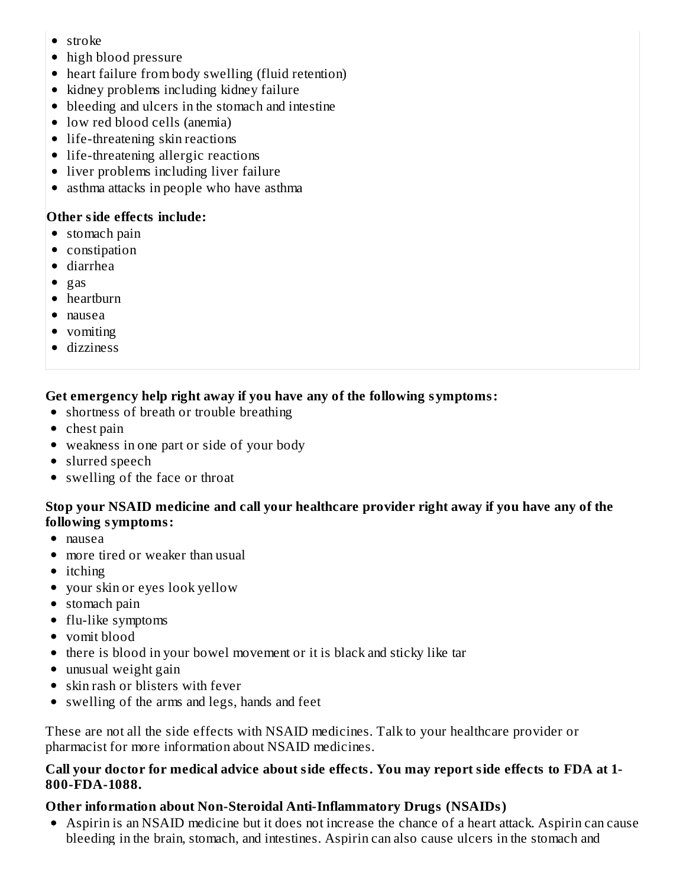- stroke
- high blood pressure
- heart failure from body swelling (fluid retention)
- kidney problems including kidney failure
- bleeding and ulcers in the stomach and intestine
- low red blood cells (anemia)
- life-threatening skin reactions
- life-threatening allergic reactions
- liver problems including liver failure
- asthma attacks in people who have asthma

**Other side effects include:**

- stomach pain
- constipation
- diarrhea
- gas
- heartburn
- nausea
- vomiting
- dizziness

**Get emergency help right away if you have any of the following symptoms:**

- shortness of breath or trouble breathing
- chest pain
- weakness in one part or side of your body
- slurred speech
- swelling of the face or throat

**Stop your NSAID medicine and call your healthcare provider right away if you have any of the following symptoms:**

- nausea
- more tired or weaker than usual
- itching
- your skin or eyes look yellow
- stomach pain
- flu-like symptoms
- vomit blood
- there is blood in your bowel movement or it is black and sticky like tar
- unusual weight gain
- skin rash or blisters with fever
- swelling of the arms and legs, hands and feet

These are not all the side effects with NSAID medicines. Talk to your healthcare provider or pharmacist for more information about NSAID medicines.

**Call your doctor for medical advice about side effects. You may report side effects to FDA at 1-800-FDA-1088.**

**Other information about Non-Steroidal Anti-Inflammatory Drugs (NSAIDs)**

- Aspirin is an NSAID medicine but it does not increase the chance of a heart attack. Aspirin can cause bleeding in the brain, stomach, and intestines. Aspirin can also cause ulcers in the stomach and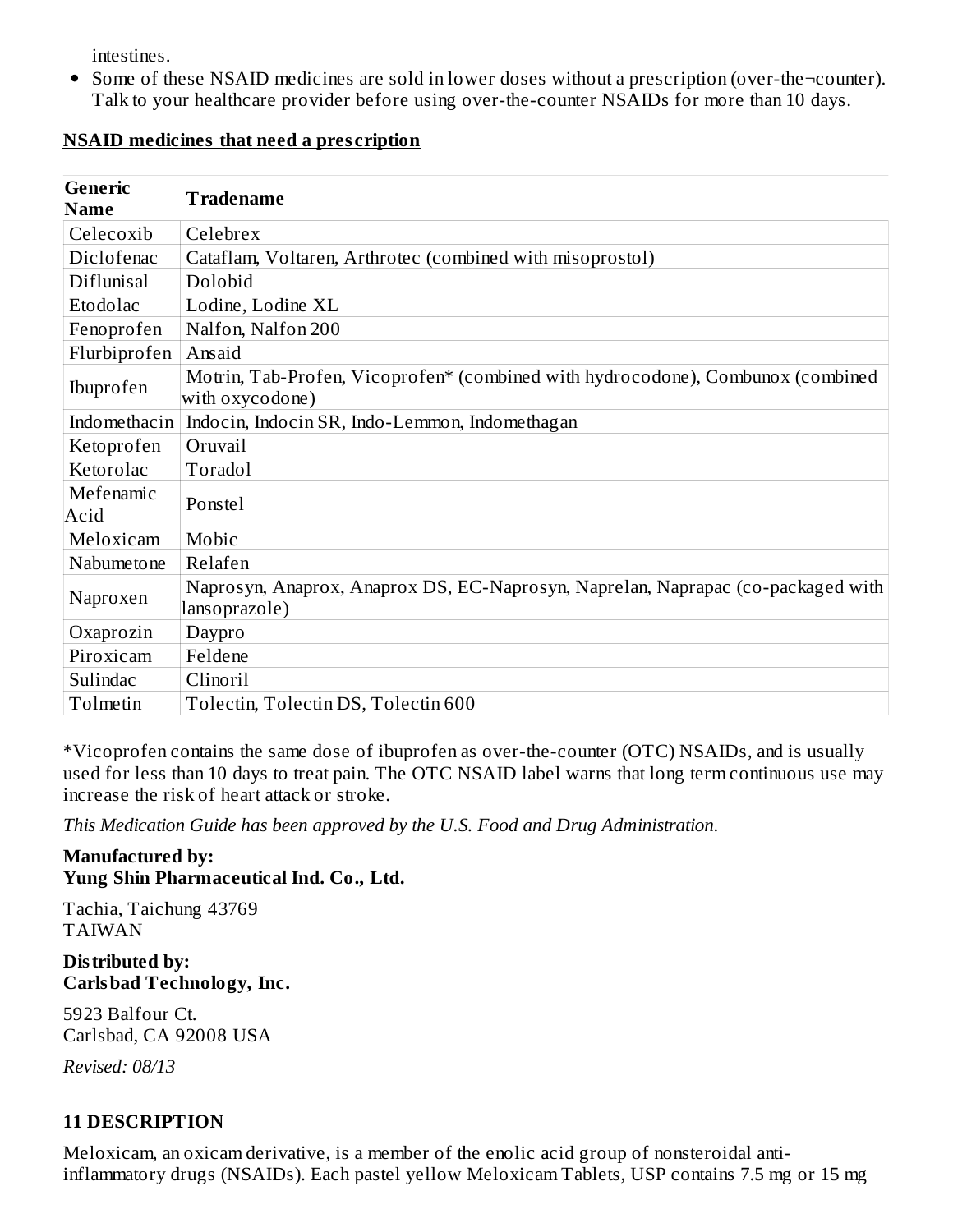intestines.

- Some of these NSAID medicines are sold in lower doses without a prescription (over-the¬counter). Talk to your healthcare provider before using over-the-counter NSAIDs for more than 10 days.

**NSAID medicines that need a prescription**

| Generic Name | Tradename |
|---|---|
| Celecoxib | Celebrex |
| Diclofenac | Cataflam, Voltaren, Arthrotec (combined with misoprostol) |
| Diflunisal | Dolobid |
| Etodolac | Lodine, Lodine XL |
| Fenoprofen | Nalfon, Nalfon 200 |
| Flurbiprofen | Ansaid |
| Ibuprofen | Motrin, Tab-Profen, Vicoprofen* (combined with hydrocodone), Combunox (combined with oxycodone) |
| Indomethacin | Indocin, Indocin SR, Indo-Lemmon, Indomethagan |
| Ketoprofen | Oruvail |
| Ketorolac | Toradol |
| Mefenamic Acid | Ponstel |
| Meloxicam | Mobic |
| Nabumetone | Relafen |
| Naproxen | Naprosyn, Anaprox, Anaprox DS, EC-Naprosyn, Naprelan, Naprapac (co-packaged with lansoprazole) |
| Oxaprozin | Daypro |
| Piroxicam | Feldene |
| Sulindac | Clinoril |
| Tolmetin | Tolectin, Tolectin DS, Tolectin 600 |

*Vicoprofen contains the same dose of ibuprofen as over-the-counter (OTC) NSAIDs, and is usually used for less than 10 days to treat pain. The OTC NSAID label warns that long term continuous use may increase the risk of heart attack or stroke.

*This Medication Guide has been approved by the U.S. Food and Drug Administration.*

**Manufactured by:**
**Yung Shin Pharmaceutical Ind. Co., Ltd.**

Tachia, Taichung 43769
TAIWAN

**Distributed by:**
**Carlsbad Technology, Inc.**

5923 Balfour Ct.
Carlsbad, CA 92008 USA

*Revised: 08/13*

## 11 DESCRIPTION

Meloxicam, an oxicam derivative, is a member of the enolic acid group of nonsteroidal anti-inflammatory drugs (NSAIDs). Each pastel yellow Meloxicam Tablets, USP contains 7.5 mg or 15 mg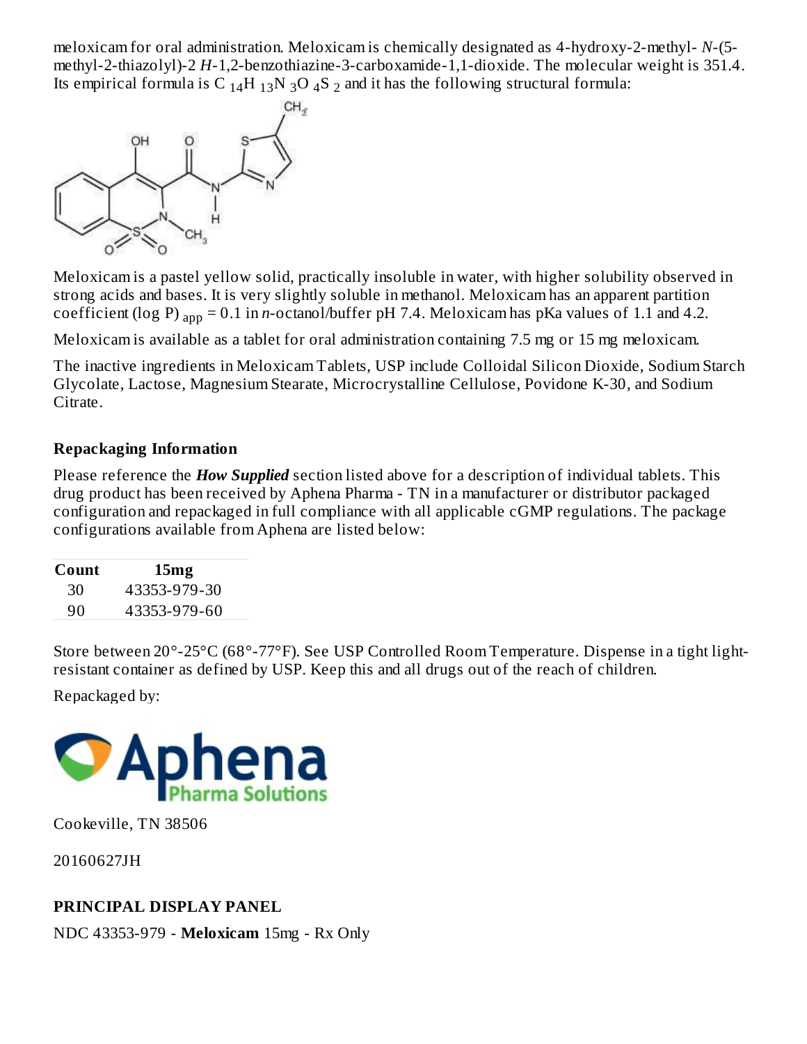meloxicam for oral administration. Meloxicam is chemically designated as 4-hydroxy-2-methyl- *N*-(5-methyl-2-thiazolyl)-2 *H*-1,2-benzothiazine-3-carboxamide-1,1-dioxide. The molecular weight is 351.4. Its empirical formula is $C_{14}H_{13}N_3O_4S_2$ and it has the following structural formula:

Meloxicam is a pastel yellow solid, practically insoluble in water, with higher solubility observed in strong acids and bases. It is very slightly soluble in methanol. Meloxicam has an apparent partition coefficient $(\log P)_{app} = 0.1$ in *n*-octanol/buffer pH 7.4. Meloxicam has pKa values of 1.1 and 4.2.

Meloxicam is available as a tablet for oral administration containing 7.5 mg or 15 mg meloxicam.

The inactive ingredients in Meloxicam Tablets, USP include Colloidal Silicon Dioxide, Sodium Starch Glycolate, Lactose, Magnesium Stearate, Microcrystalline Cellulose, Povidone K-30, and Sodium Citrate.

### Repackaging Information

Please reference the ***How Supplied*** section listed above for a description of individual tablets. This drug product has been received by Aphena Pharma - TN in a manufacturer or distributor packaged configuration and repackaged in full compliance with all applicable cGMP regulations. The package configurations available from Aphena are listed below:

| Count | 15mg |
|---|---|
| 30 | 43353-979-30 |
| 90 | 43353-979-60 |

Store between 20°-25°C (68°-77°F). See USP Controlled Room Temperature. Dispense in a tight light-resistant container as defined by USP. Keep this and all drugs out of the reach of children.

Repackaged by:

Aphena Pharma Solutions

Cookeville, TN 38506

20160627JH

### PRINCIPAL DISPLAY PANEL

NDC 43353-979 - **Meloxicam** 15mg - Rx Only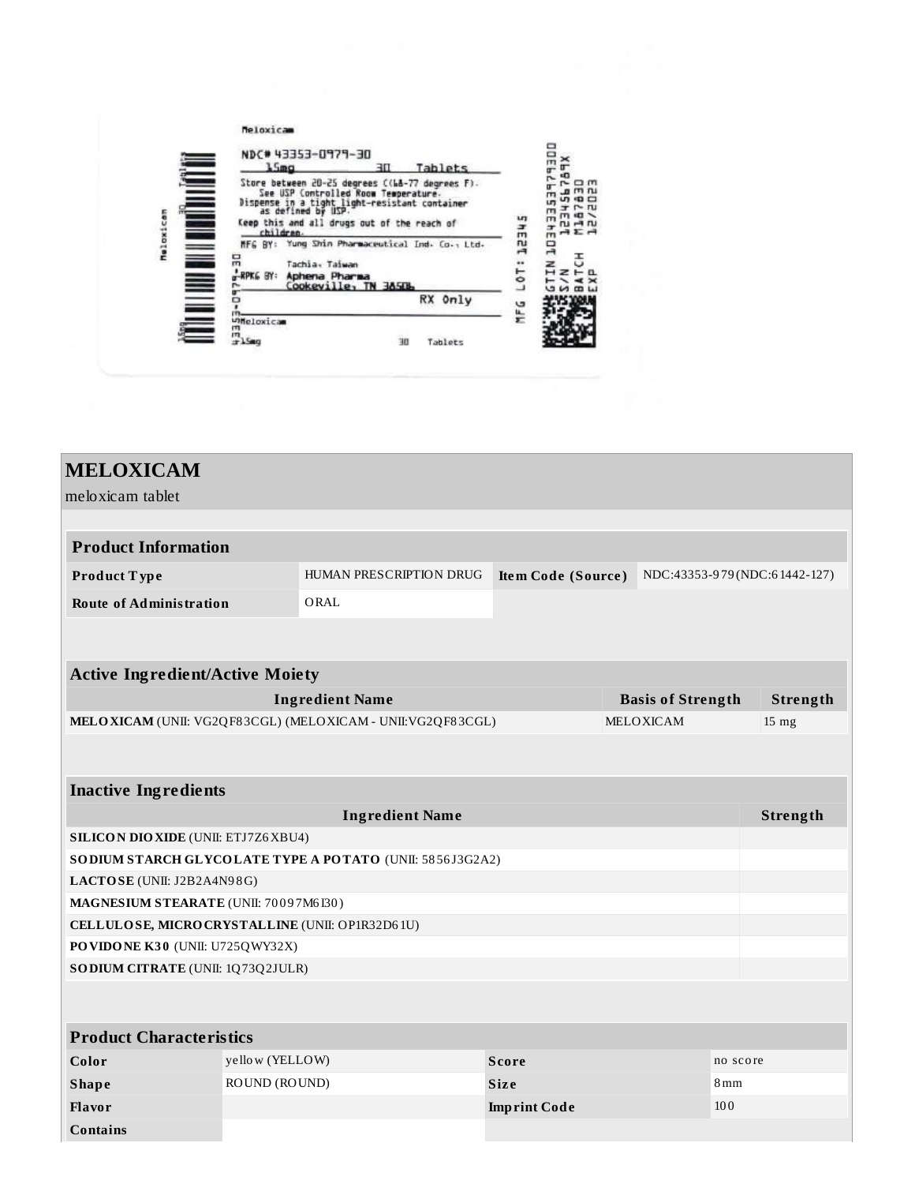Meloxicam

NDC# 43353-0979-30

15mg 30 Tablets

Store between 20-25 degrees C(68-77 degrees F). See USP Controlled Room Temperature. Dispense in a tight light-resistant container as defined by USP.

Keep this and all drugs out of the reach of children.

MFG BY: Yung Shin Pharmaceutical Ind. Co., Ltd. Tachia, Taiwan

RPKG BY: Aphena Pharma Cookeville, TN 38506

RX Only

Meloxicam 15mg 30 Tablets

43353-0979-30

MFG LOT: 12345

GTIN 10343353979300
S/N 123456789X
BATCH M187830
EXP 12/2023

## MELOXICAM

meloxicam tablet

| Product Information | | | |
|---|---|---|---|
| **Product Type** | HUMAN PRESCRIPTION DRUG | **Item Code (Source)** | NDC:43353-979(NDC:61442-127) |
| **Route of Administration** | ORAL | | |

| Active Ingredient/Active Moiety | | |
|---|---|---|
| **Ingredient Name** | **Basis of Strength** | **Strength** |
| **MELOXICAM** (UNII: VG2QF83CGL) (MELOXICAM - UNII:VG2QF83CGL) | MELOXICAM | 15 mg |

| Inactive Ingredients | |
|---|---|
| **Ingredient Name** | **Strength** |
| **SILICON DIOXIDE** (UNII: ETJ7Z6XBU4) | |
| **SODIUM STARCH GLYCOLATE TYPE A POTATO** (UNII: 5856J3G2A2) | |
| **LACTOSE** (UNII: J2B2A4N98G) | |
| **MAGNESIUM STEARATE** (UNII: 70097M6I30) | |
| **CELLULOSE, MICROCRYSTALLINE** (UNII: OP1R32D61U) | |
| **POVIDONE K30** (UNII: U725QWY32X) | |
| **SODIUM CITRATE** (UNII: 1Q73Q2JULR) | |

| Product Characteristics | | | |
|---|---|---|---|
| **Color** | yellow (YELLOW) | **Score** | no score |
| **Shape** | ROUND (ROUND) | **Size** | 8mm |
| **Flavor** | | **Imprint Code** | 100 |
| **Contains** | | | |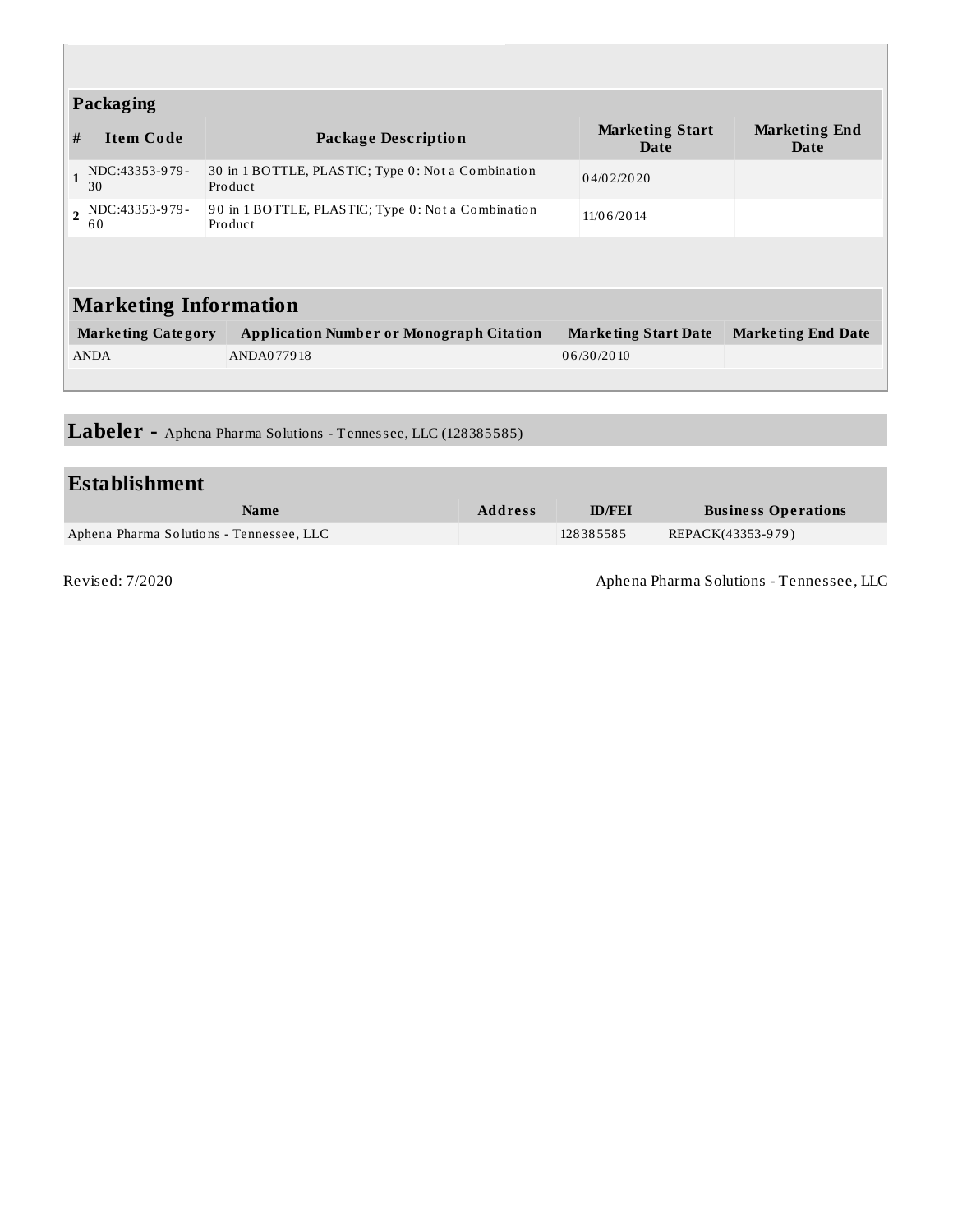### Packaging

| # | Item Code | Package Description | Marketing Start Date | Marketing End Date |
|---|---|---|---|---|
| 1 | NDC:43353-979-30 | 30 in 1 BOTTLE, PLASTIC; Type 0: Not a Combination Product | 04/02/2020 | |
| 2 | NDC:43353-979-60 | 90 in 1 BOTTLE, PLASTIC; Type 0: Not a Combination Product | 11/06/2014 | |

### Marketing Information

| Marketing Category | Application Number or Monograph Citation | Marketing Start Date | Marketing End Date |
|---|---|---|---|
| ANDA | ANDA077918 | 06/30/2010 | |

## Labeler - Aphena Pharma Solutions - Tennessee, LLC (128385585)

## Establishment

| Name | Address | ID/FEI | Business Operations |
|---|---|---|---|
| Aphena Pharma Solutions - Tennessee, LLC | | 128385585 | REPACK(43353-979) |

Revised: 7/2020

Aphena Pharma Solutions - Tennessee, LLC